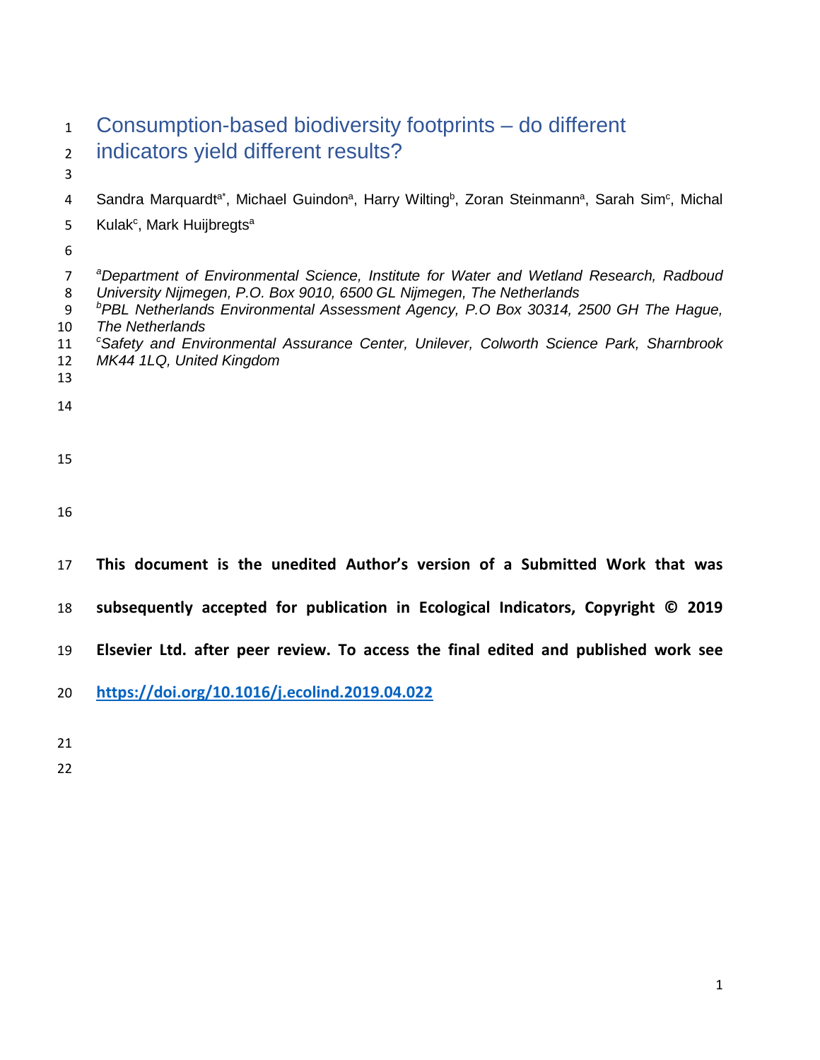# Consumption-based biodiversity footprints – do different indicators yield different results?

Sandra Marquardt[a*], Michael Guindon[a], Harry Wilting[b], Zoran Steinmann[a], Sarah Sim[c], Michal Kulak[c], Mark Huijbregts[a]

[a]*Department of Environmental Science, Institute for Water and Wetland Research, Radboud University Nijmegen, P.O. Box 9010, 6500 GL Nijmegen, The Netherlands*
[b]*PBL Netherlands Environmental Assessment Agency, P.O Box 30314, 2500 GH The Hague, The Netherlands*
[c]*Safety and Environmental Assurance Center, Unilever, Colworth Science Park, Sharnbrook MK44 1LQ, United Kingdom*

**This document is the unedited Author's version of a Submitted Work that was subsequently accepted for publication in Ecological Indicators, Copyright © 2019 Elsevier Ltd. after peer review. To access the final edited and published work see https://doi.org/10.1016/j.ecolind.2019.04.022**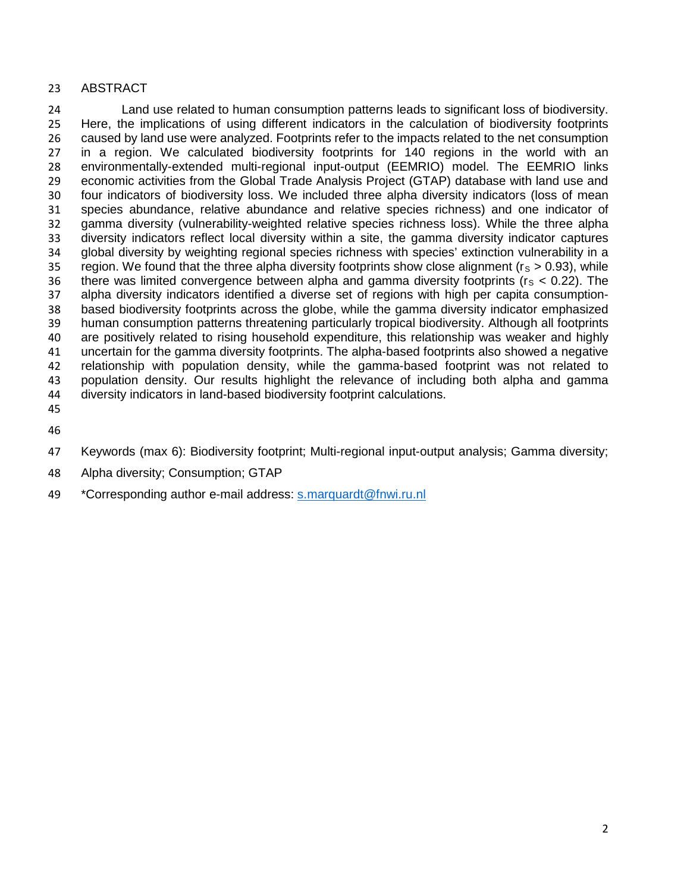## ABSTRACT

Land use related to human consumption patterns leads to significant loss of biodiversity. Here, the implications of using different indicators in the calculation of biodiversity footprints caused by land use were analyzed. Footprints refer to the impacts related to the net consumption in a region. We calculated biodiversity footprints for 140 regions in the world with an environmentally-extended multi-regional input-output (EEMRIO) model. The EEMRIO links economic activities from the Global Trade Analysis Project (GTAP) database with land use and four indicators of biodiversity loss. We included three alpha diversity indicators (loss of mean species abundance, relative abundance and relative species richness) and one indicator of gamma diversity (vulnerability-weighted relative species richness loss). While the three alpha diversity indicators reflect local diversity within a site, the gamma diversity indicator captures global diversity by weighting regional species richness with species' extinction vulnerability in a region. We found that the three alpha diversity footprints show close alignment ($r_S > 0.93$), while there was limited convergence between alpha and gamma diversity footprints ($r_S < 0.22$). The alpha diversity indicators identified a diverse set of regions with high per capita consumption-based biodiversity footprints across the globe, while the gamma diversity indicator emphasized human consumption patterns threatening particularly tropical biodiversity. Although all footprints are positively related to rising household expenditure, this relationship was weaker and highly uncertain for the gamma diversity footprints. The alpha-based footprints also showed a negative relationship with population density, while the gamma-based footprint was not related to population density. Our results highlight the relevance of including both alpha and gamma diversity indicators in land-based biodiversity footprint calculations.

Keywords (max 6): Biodiversity footprint; Multi-regional input-output analysis; Gamma diversity; Alpha diversity; Consumption; GTAP

*Corresponding author e-mail address: s.marquardt@fnwi.ru.nl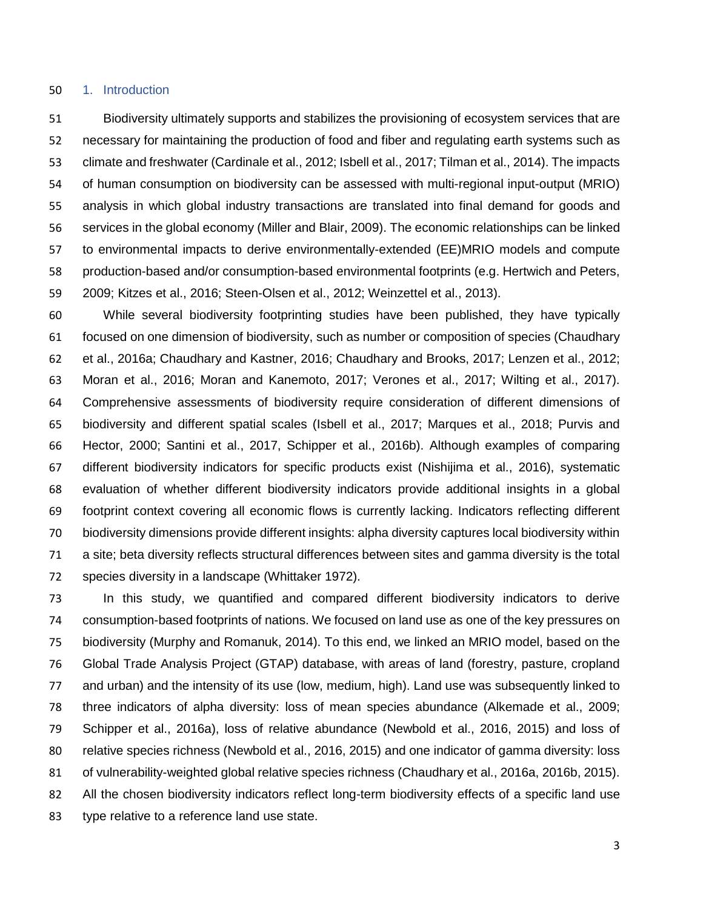## 1. Introduction

Biodiversity ultimately supports and stabilizes the provisioning of ecosystem services that are necessary for maintaining the production of food and fiber and regulating earth systems such as climate and freshwater (Cardinale et al., 2012; Isbell et al., 2017; Tilman et al., 2014). The impacts of human consumption on biodiversity can be assessed with multi-regional input-output (MRIO) analysis in which global industry transactions are translated into final demand for goods and services in the global economy (Miller and Blair, 2009). The economic relationships can be linked to environmental impacts to derive environmentally-extended (EE)MRIO models and compute production-based and/or consumption-based environmental footprints (e.g. Hertwich and Peters, 2009; Kitzes et al., 2016; Steen-Olsen et al., 2012; Weinzettel et al., 2013).

While several biodiversity footprinting studies have been published, they have typically focused on one dimension of biodiversity, such as number or composition of species (Chaudhary et al., 2016a; Chaudhary and Kastner, 2016; Chaudhary and Brooks, 2017; Lenzen et al., 2012; Moran et al., 2016; Moran and Kanemoto, 2017; Verones et al., 2017; Wilting et al., 2017). Comprehensive assessments of biodiversity require consideration of different dimensions of biodiversity and different spatial scales (Isbell et al., 2017; Marques et al., 2018; Purvis and Hector, 2000; Santini et al., 2017, Schipper et al., 2016b). Although examples of comparing different biodiversity indicators for specific products exist (Nishijima et al., 2016), systematic evaluation of whether different biodiversity indicators provide additional insights in a global footprint context covering all economic flows is currently lacking. Indicators reflecting different biodiversity dimensions provide different insights: alpha diversity captures local biodiversity within a site; beta diversity reflects structural differences between sites and gamma diversity is the total species diversity in a landscape (Whittaker 1972).

In this study, we quantified and compared different biodiversity indicators to derive consumption-based footprints of nations. We focused on land use as one of the key pressures on biodiversity (Murphy and Romanuk, 2014). To this end, we linked an MRIO model, based on the Global Trade Analysis Project (GTAP) database, with areas of land (forestry, pasture, cropland and urban) and the intensity of its use (low, medium, high). Land use was subsequently linked to three indicators of alpha diversity: loss of mean species abundance (Alkemade et al., 2009; Schipper et al., 2016a), loss of relative abundance (Newbold et al., 2016, 2015) and loss of relative species richness (Newbold et al., 2016, 2015) and one indicator of gamma diversity: loss of vulnerability-weighted global relative species richness (Chaudhary et al., 2016a, 2016b, 2015). All the chosen biodiversity indicators reflect long-term biodiversity effects of a specific land use type relative to a reference land use state.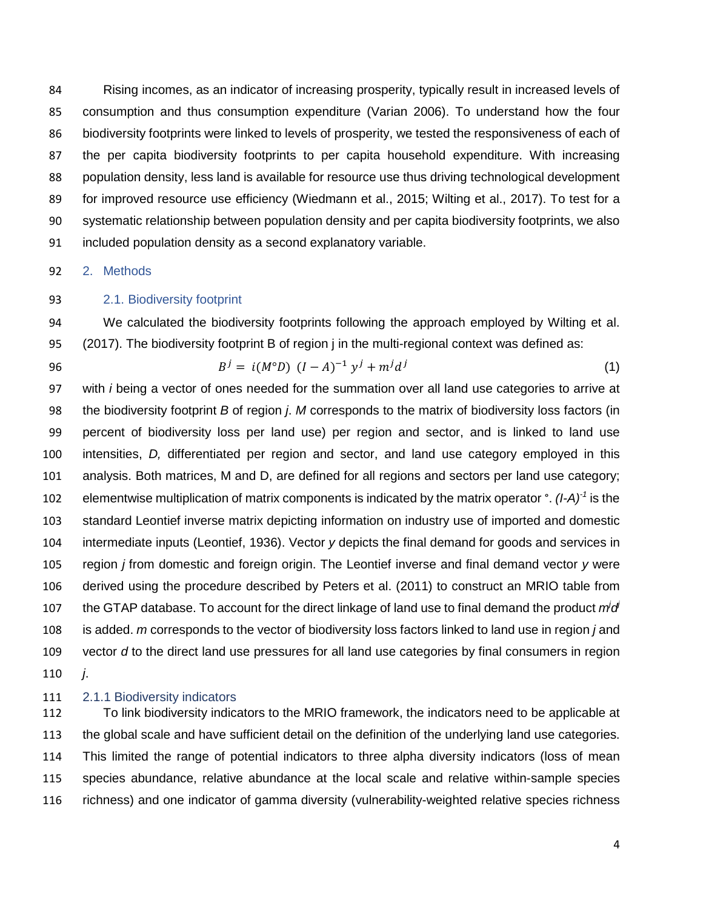Rising incomes, as an indicator of increasing prosperity, typically result in increased levels of consumption and thus consumption expenditure (Varian 2006). To understand how the four biodiversity footprints were linked to levels of prosperity, we tested the responsiveness of each of the per capita biodiversity footprints to per capita household expenditure. With increasing population density, less land is available for resource use thus driving technological development for improved resource use efficiency (Wiedmann et al., 2015; Wilting et al., 2017). To test for a systematic relationship between population density and per capita biodiversity footprints, we also included population density as a second explanatory variable.

## 2. Methods

### 2.1. Biodiversity footprint

We calculated the biodiversity footprints following the approach employed by Wilting et al. (2017). The biodiversity footprint B of region j in the multi-regional context was defined as:

$$B^j = i(M^\circ D)\ (I - A)^{-1}\ y^j + m^j d^j \tag{1}$$

with *i* being a vector of ones needed for the summation over all land use categories to arrive at the biodiversity footprint *B* of region *j*. *M* corresponds to the matrix of biodiversity loss factors (in percent of biodiversity loss per land use) per region and sector, and is linked to land use intensities, *D,* differentiated per region and sector, and land use category employed in this analysis. Both matrices, M and D, are defined for all regions and sectors per land use category; elementwise multiplication of matrix components is indicated by the matrix operator °. $(I\text{-}A)^{-1}$ is the standard Leontief inverse matrix depicting information on industry use of imported and domestic intermediate inputs (Leontief, 1936). Vector *y* depicts the final demand for goods and services in region *j* from domestic and foreign origin. The Leontief inverse and final demand vector *y* were derived using the procedure described by Peters et al. (2011) to construct an MRIO table from the GTAP database. To account for the direct linkage of land use to final demand the product $m^j d^j$ is added. *m* corresponds to the vector of biodiversity loss factors linked to land use in region *j* and vector *d* to the direct land use pressures for all land use categories by final consumers in region *j*.

#### 2.1.1 Biodiversity indicators

To link biodiversity indicators to the MRIO framework, the indicators need to be applicable at the global scale and have sufficient detail on the definition of the underlying land use categories. This limited the range of potential indicators to three alpha diversity indicators (loss of mean species abundance, relative abundance at the local scale and relative within-sample species richness) and one indicator of gamma diversity (vulnerability-weighted relative species richness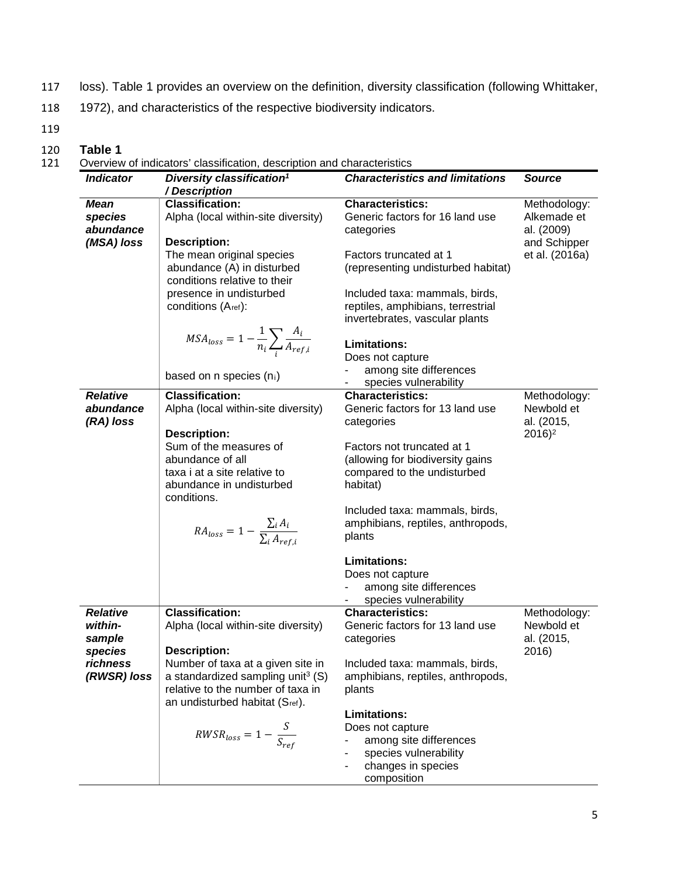loss). Table 1 provides an overview on the definition, diversity classification (following Whittaker, 1972), and characteristics of the respective biodiversity indicators.

**Table 1**

Overview of indicators' classification, description and characteristics

| *Indicator* | *Diversity classification[1] / Description* | *Characteristics and limitations* | *Source* |
|---|---|---|---|
| ***Mean species abundance (MSA) loss*** | **Classification:** Alpha (local within-site diversity)<br><br>**Description:** The mean original species abundance (A) in disturbed conditions relative to their presence in undisturbed conditions ($A_{ref}$):<br><br>$MSA_{loss} = 1 - \frac{1}{n_i} \sum_i \frac{A_i}{A_{ref,i}}$<br><br>based on n species ($n_i$) | **Characteristics:** Generic factors for 16 land use categories<br><br>Factors truncated at 1 (representing undisturbed habitat)<br><br>Included taxa: mammals, birds, reptiles, amphibians, terrestrial invertebrates, vascular plants<br><br>**Limitations:** Does not capture<br>- among site differences<br>- species vulnerability | Methodology: Alkemade et al. (2009) and Schipper et al. (2016a) |
| ***Relative abundance (RA) loss*** | **Classification:** Alpha (local within-site diversity)<br><br>**Description:** Sum of the measures of abundance of all taxa i at a site relative to abundance in undisturbed conditions.<br><br>$RA_{loss} = 1 - \frac{\sum_i A_i}{\sum_i A_{ref,i}}$ | **Characteristics:** Generic factors for 13 land use categories<br><br>Factors not truncated at 1 (allowing for biodiversity gains compared to the undisturbed habitat)<br><br>Included taxa: mammals, birds, amphibians, reptiles, anthropods, plants<br><br>**Limitations:** Does not capture<br>- among site differences<br>- species vulnerability | Methodology: Newbold et al. (2015, 2016)[2] |
| ***Relative within-sample species richness (RWSR) loss*** | **Classification:** Alpha (local within-site diversity)<br><br>**Description:** Number of taxa at a given site in a standardized sampling unit[3] (S) relative to the number of taxa in an undisturbed habitat ($S_{ref}$).<br><br>$RWSR_{loss} = 1 - \frac{S}{S_{ref}}$ | **Characteristics:** Generic factors for 13 land use categories<br><br>Included taxa: mammals, birds, amphibians, reptiles, anthropods, plants<br><br>**Limitations:** Does not capture<br>- among site differences<br>- species vulnerability<br>- changes in species composition | Methodology: Newbold et al. (2015, 2016) |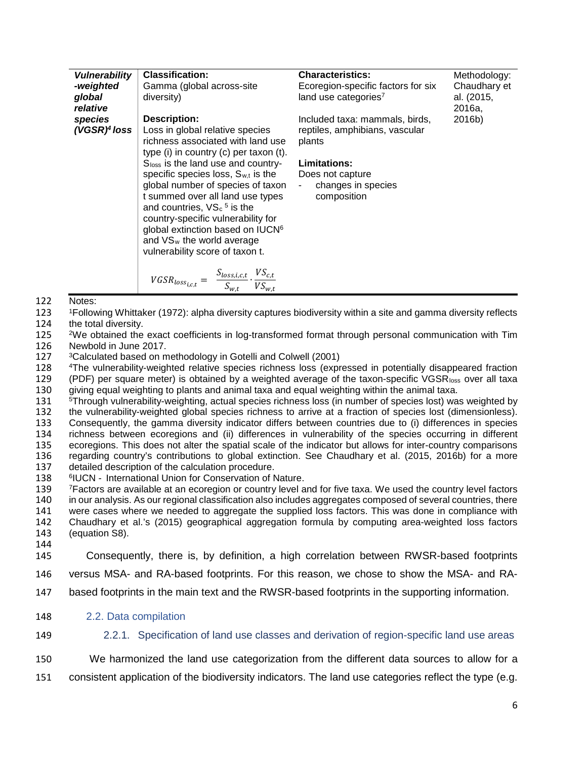| *Vulnerability-weighted global relative species (VGSR)[4] loss* | **Classification:** Gamma (global across-site diversity)<br><br>**Description:** Loss in global relative species richness associated with land use type (i) in country (c) per taxon (t). $S_{loss}$ is the land use and country-specific species loss, $S_{w,t}$ is the global number of species of taxon t summed over all land use types and countries, $VS_c$ [5] is the country-specific vulnerability for global extinction based on IUCN[6] and $VS_w$ the world average vulnerability score of taxon t.<br><br>$VGSR_{loss_{i,c,t}} = \frac{S_{loss,i,c,t}}{S_{w,t}} \cdot \frac{VS_{c,t}}{VS_{w,t}}$ | **Characteristics:** Ecoregion-specific factors for six land use categories[7]<br><br>Included taxa: mammals, birds, reptiles, amphibians, vascular plants<br><br>**Limitations:** Does not capture<br>- changes in species composition | Methodology: Chaudhary et al. (2015, 2016a, 2016b) |
|---|---|---|---|

Notes:
[1]Following Whittaker (1972): alpha diversity captures biodiversity within a site and gamma diversity reflects the total diversity.
[2]We obtained the exact coefficients in log-transformed format through personal communication with Tim Newbold in June 2017.
[3]Calculated based on methodology in Gotelli and Colwell (2001)
[4]The vulnerability-weighted relative species richness loss (expressed in potentially disappeared fraction (PDF) per square meter) is obtained by a weighted average of the taxon-specific $VGSR_{loss}$ over all taxa giving equal weighting to plants and animal taxa and equal weighting within the animal taxa.
[5]Through vulnerability-weighting, actual species richness loss (in number of species lost) was weighted by the vulnerability-weighted global species richness to arrive at a fraction of species lost (dimensionless). Consequently, the gamma diversity indicator differs between countries due to (i) differences in species richness between ecoregions and (ii) differences in vulnerability of the species occurring in different ecoregions. This does not alter the spatial scale of the indicator but allows for inter-country comparisons regarding country's contributions to global extinction. See Chaudhary et al. (2015, 2016b) for a more detailed description of the calculation procedure.
[6]IUCN - International Union for Conservation of Nature.
[7]Factors are available at an ecoregion or country level and for five taxa. We used the country level factors in our analysis. As our regional classification also includes aggregates composed of several countries, there were cases where we needed to aggregate the supplied loss factors. This was done in compliance with Chaudhary et al.'s (2015) geographical aggregation formula by computing area-weighted loss factors (equation S8).

Consequently, there is, by definition, a high correlation between RWSR-based footprints versus MSA- and RA-based footprints. For this reason, we chose to show the MSA- and RA-based footprints in the main text and the RWSR-based footprints in the supporting information.

## 2.2. Data compilation

### 2.2.1. Specification of land use classes and derivation of region-specific land use areas

We harmonized the land use categorization from the different data sources to allow for a consistent application of the biodiversity indicators. The land use categories reflect the type (e.g.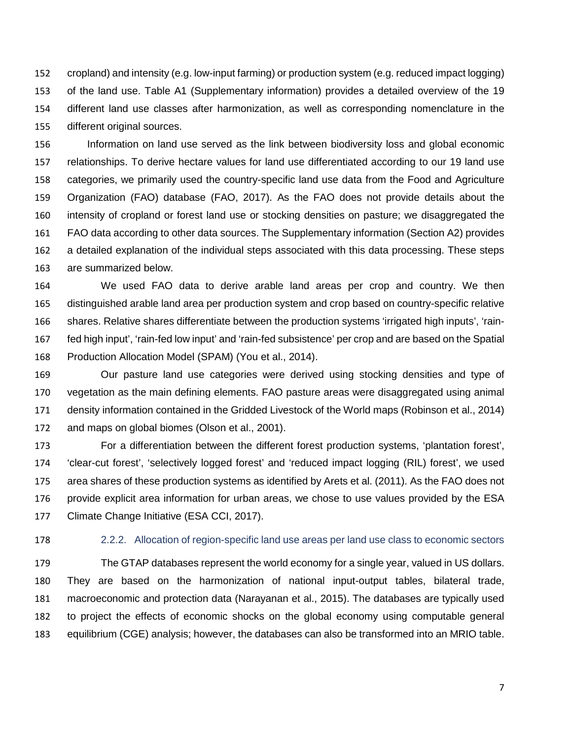cropland) and intensity (e.g. low-input farming) or production system (e.g. reduced impact logging) of the land use. Table A1 (Supplementary information) provides a detailed overview of the 19 different land use classes after harmonization, as well as corresponding nomenclature in the different original sources.

Information on land use served as the link between biodiversity loss and global economic relationships. To derive hectare values for land use differentiated according to our 19 land use categories, we primarily used the country-specific land use data from the Food and Agriculture Organization (FAO) database (FAO, 2017). As the FAO does not provide details about the intensity of cropland or forest land use or stocking densities on pasture; we disaggregated the FAO data according to other data sources. The Supplementary information (Section A2) provides a detailed explanation of the individual steps associated with this data processing. These steps are summarized below.

We used FAO data to derive arable land areas per crop and country. We then distinguished arable land area per production system and crop based on country-specific relative shares. Relative shares differentiate between the production systems 'irrigated high inputs', 'rain-fed high input', 'rain-fed low input' and 'rain-fed subsistence' per crop and are based on the Spatial Production Allocation Model (SPAM) (You et al., 2014).

Our pasture land use categories were derived using stocking densities and type of vegetation as the main defining elements. FAO pasture areas were disaggregated using animal density information contained in the Gridded Livestock of the World maps (Robinson et al., 2014) and maps on global biomes (Olson et al., 2001).

For a differentiation between the different forest production systems, 'plantation forest', 'clear-cut forest', 'selectively logged forest' and 'reduced impact logging (RIL) forest', we used area shares of these production systems as identified by Arets et al. (2011). As the FAO does not provide explicit area information for urban areas, we chose to use values provided by the ESA Climate Change Initiative (ESA CCI, 2017).

### 2.2.2. Allocation of region-specific land use areas per land use class to economic sectors

The GTAP databases represent the world economy for a single year, valued in US dollars. They are based on the harmonization of national input-output tables, bilateral trade, macroeconomic and protection data (Narayanan et al., 2015). The databases are typically used to project the effects of economic shocks on the global economy using computable general equilibrium (CGE) analysis; however, the databases can also be transformed into an MRIO table.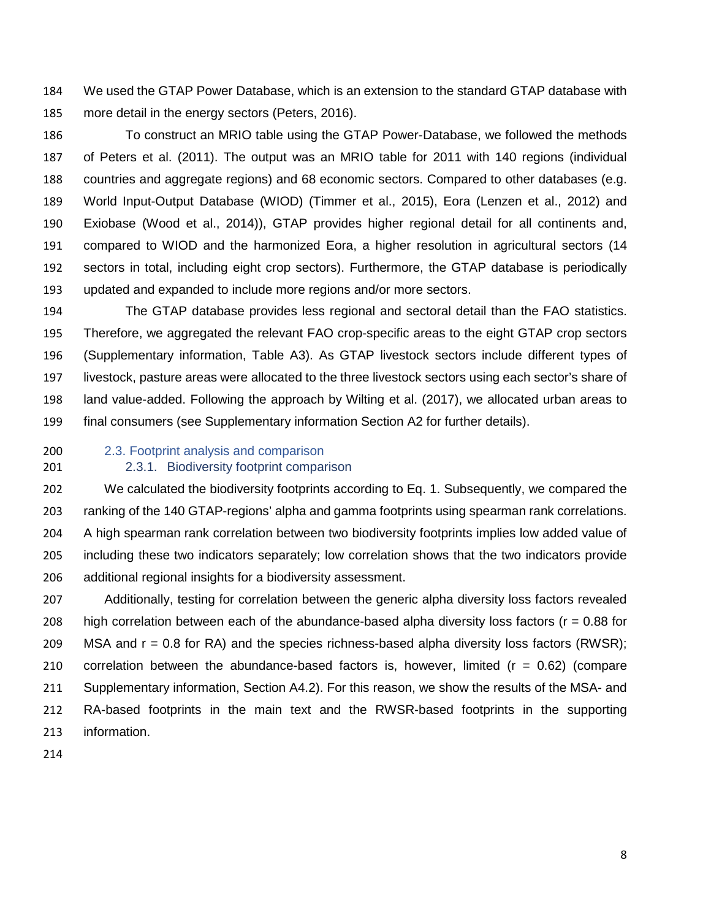We used the GTAP Power Database, which is an extension to the standard GTAP database with more detail in the energy sectors (Peters, 2016).

To construct an MRIO table using the GTAP Power-Database, we followed the methods of Peters et al. (2011). The output was an MRIO table for 2011 with 140 regions (individual countries and aggregate regions) and 68 economic sectors. Compared to other databases (e.g. World Input-Output Database (WIOD) (Timmer et al., 2015), Eora (Lenzen et al., 2012) and Exiobase (Wood et al., 2014)), GTAP provides higher regional detail for all continents and, compared to WIOD and the harmonized Eora, a higher resolution in agricultural sectors (14 sectors in total, including eight crop sectors). Furthermore, the GTAP database is periodically updated and expanded to include more regions and/or more sectors.

The GTAP database provides less regional and sectoral detail than the FAO statistics. Therefore, we aggregated the relevant FAO crop-specific areas to the eight GTAP crop sectors (Supplementary information, Table A3). As GTAP livestock sectors include different types of livestock, pasture areas were allocated to the three livestock sectors using each sector's share of land value-added. Following the approach by Wilting et al. (2017), we allocated urban areas to final consumers (see Supplementary information Section A2 for further details).

## 2.3. Footprint analysis and comparison

### 2.3.1. Biodiversity footprint comparison

We calculated the biodiversity footprints according to Eq. 1. Subsequently, we compared the ranking of the 140 GTAP-regions' alpha and gamma footprints using spearman rank correlations. A high spearman rank correlation between two biodiversity footprints implies low added value of including these two indicators separately; low correlation shows that the two indicators provide additional regional insights for a biodiversity assessment.

Additionally, testing for correlation between the generic alpha diversity loss factors revealed high correlation between each of the abundance-based alpha diversity loss factors ($r = 0.88$ for MSA and $r = 0.8$ for RA) and the species richness-based alpha diversity loss factors (RWSR); correlation between the abundance-based factors is, however, limited ($r = 0.62$) (compare Supplementary information, Section A4.2). For this reason, we show the results of the MSA- and RA-based footprints in the main text and the RWSR-based footprints in the supporting information.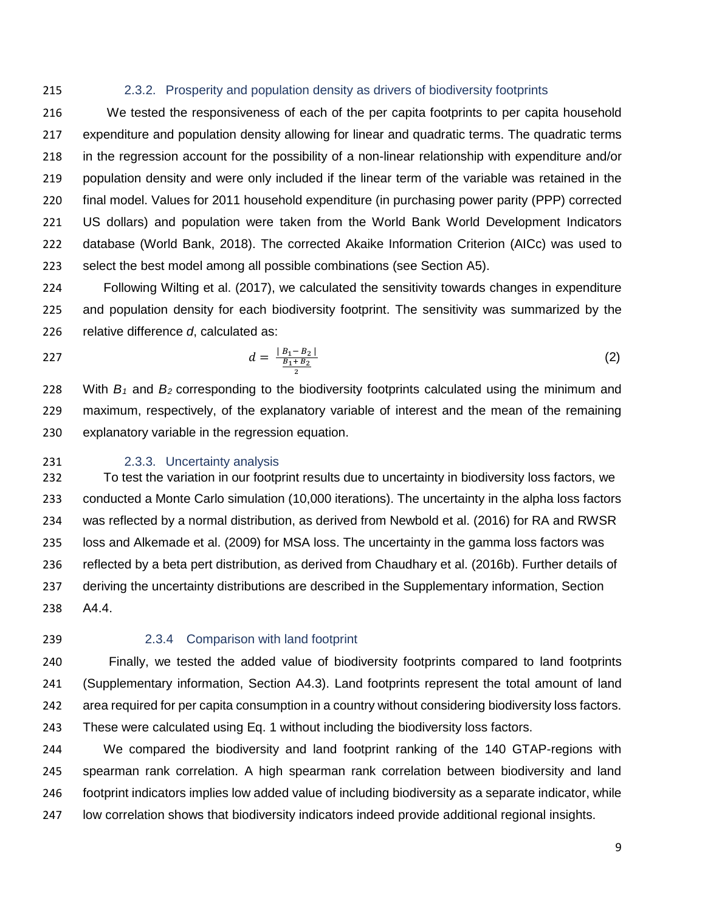#### 2.3.2. Prosperity and population density as drivers of biodiversity footprints

We tested the responsiveness of each of the per capita footprints to per capita household expenditure and population density allowing for linear and quadratic terms. The quadratic terms in the regression account for the possibility of a non-linear relationship with expenditure and/or population density and were only included if the linear term of the variable was retained in the final model. Values for 2011 household expenditure (in purchasing power parity (PPP) corrected US dollars) and population were taken from the World Bank World Development Indicators database (World Bank, 2018). The corrected Akaike Information Criterion (AICc) was used to select the best model among all possible combinations (see Section A5).

Following Wilting et al. (2017), we calculated the sensitivity towards changes in expenditure and population density for each biodiversity footprint. The sensitivity was summarized by the relative difference *d*, calculated as:

$$d = \frac{|B_1 - B_2|}{\frac{B_1 + B_2}{2}} \quad (2)$$

With $B_1$ and $B_2$ corresponding to the biodiversity footprints calculated using the minimum and maximum, respectively, of the explanatory variable of interest and the mean of the remaining explanatory variable in the regression equation.

#### 2.3.3. Uncertainty analysis

To test the variation in our footprint results due to uncertainty in biodiversity loss factors, we conducted a Monte Carlo simulation (10,000 iterations). The uncertainty in the alpha loss factors was reflected by a normal distribution, as derived from Newbold et al. (2016) for RA and RWSR loss and Alkemade et al. (2009) for MSA loss. The uncertainty in the gamma loss factors was reflected by a beta pert distribution, as derived from Chaudhary et al. (2016b). Further details of deriving the uncertainty distributions are described in the Supplementary information, Section A4.4.

#### 2.3.4 Comparison with land footprint

Finally, we tested the added value of biodiversity footprints compared to land footprints (Supplementary information, Section A4.3). Land footprints represent the total amount of land area required for per capita consumption in a country without considering biodiversity loss factors. These were calculated using Eq. 1 without including the biodiversity loss factors.

We compared the biodiversity and land footprint ranking of the 140 GTAP-regions with spearman rank correlation. A high spearman rank correlation between biodiversity and land footprint indicators implies low added value of including biodiversity as a separate indicator, while low correlation shows that biodiversity indicators indeed provide additional regional insights.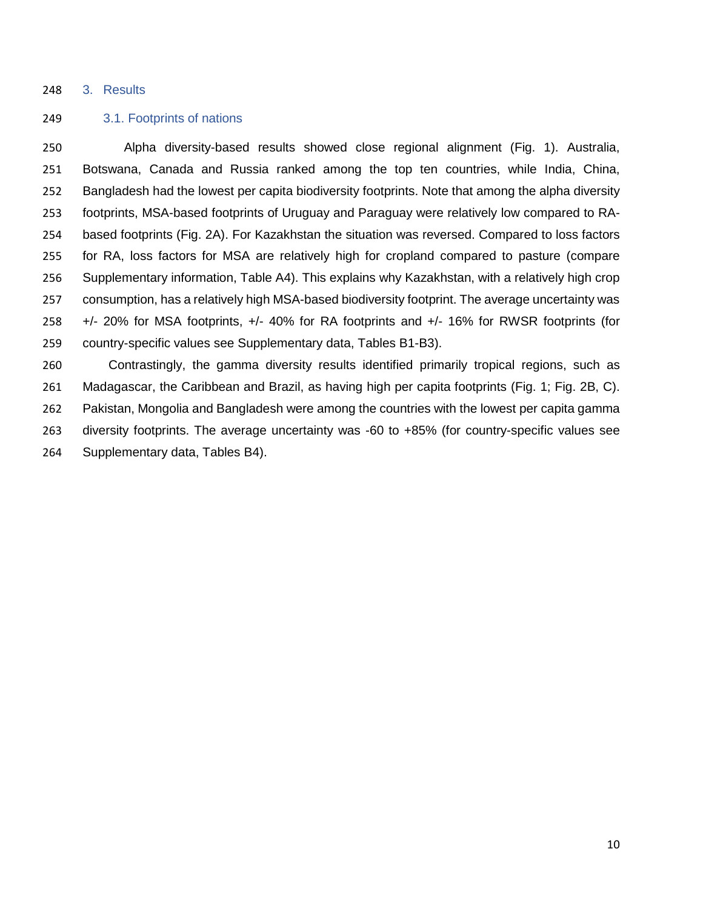## 3. Results

### 3.1. Footprints of nations

Alpha diversity-based results showed close regional alignment (Fig. 1). Australia, Botswana, Canada and Russia ranked among the top ten countries, while India, China, Bangladesh had the lowest per capita biodiversity footprints. Note that among the alpha diversity footprints, MSA-based footprints of Uruguay and Paraguay were relatively low compared to RA-based footprints (Fig. 2A). For Kazakhstan the situation was reversed. Compared to loss factors for RA, loss factors for MSA are relatively high for cropland compared to pasture (compare Supplementary information, Table A4). This explains why Kazakhstan, with a relatively high crop consumption, has a relatively high MSA-based biodiversity footprint. The average uncertainty was +/- 20% for MSA footprints, +/- 40% for RA footprints and +/- 16% for RWSR footprints (for country-specific values see Supplementary data, Tables B1-B3).

Contrastingly, the gamma diversity results identified primarily tropical regions, such as Madagascar, the Caribbean and Brazil, as having high per capita footprints (Fig. 1; Fig. 2B, C). Pakistan, Mongolia and Bangladesh were among the countries with the lowest per capita gamma diversity footprints. The average uncertainty was -60 to +85% (for country-specific values see Supplementary data, Tables B4).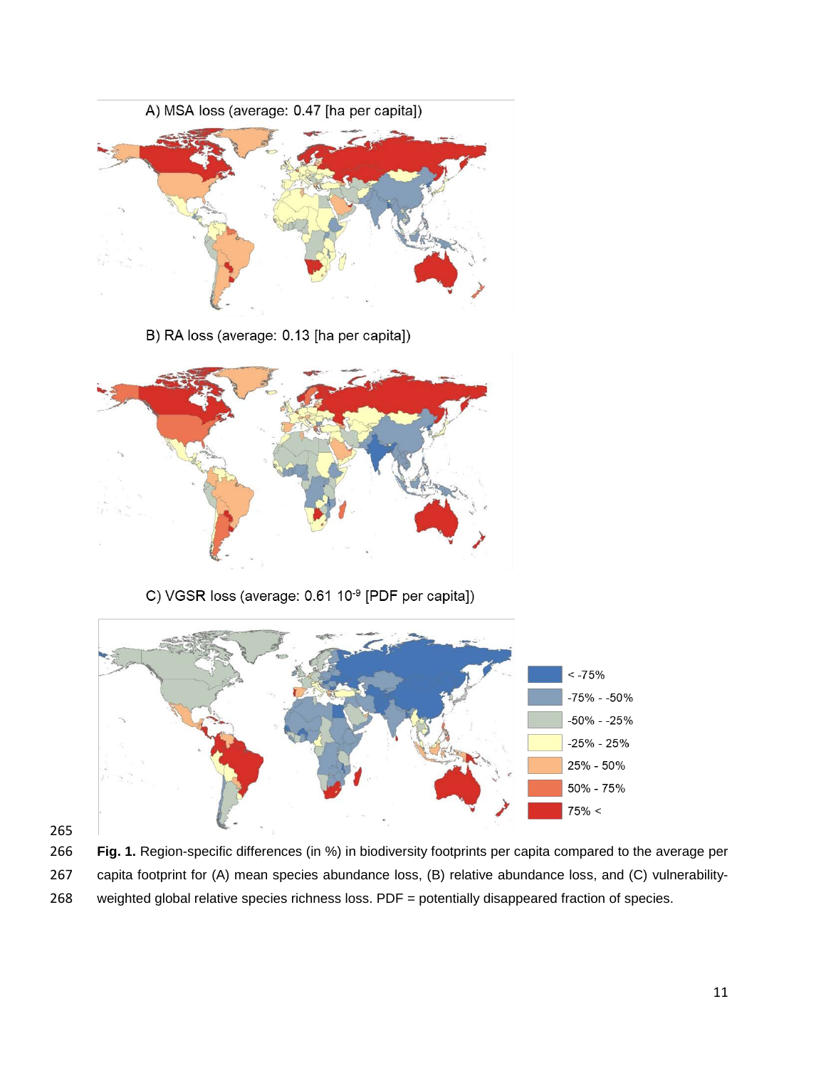A) MSA loss (average: 0.47 [ha per capita])

B) RA loss (average: 0.13 [ha per capita])

C) VGSR loss (average: 0.61 $10^{-9}$ [PDF per capita])

< -75%

-75% - -50%

-50% - -25%

-25% - 25%

25% - 50%

50% - 75%

75% <

**Fig. 1.** Region-specific differences (in %) in biodiversity footprints per capita compared to the average per capita footprint for (A) mean species abundance loss, (B) relative abundance loss, and (C) vulnerability-weighted global relative species richness loss. PDF = potentially disappeared fraction of species.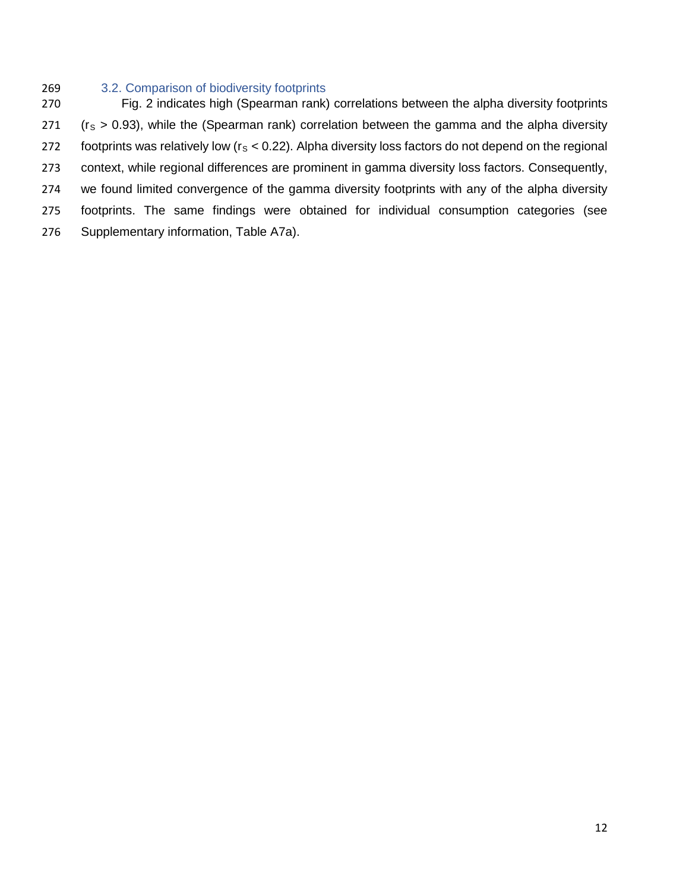### 3.2. Comparison of biodiversity footprints

Fig. 2 indicates high (Spearman rank) correlations between the alpha diversity footprints ($r_S > 0.93$), while the (Spearman rank) correlation between the gamma and the alpha diversity footprints was relatively low ($r_S < 0.22$). Alpha diversity loss factors do not depend on the regional context, while regional differences are prominent in gamma diversity loss factors. Consequently, we found limited convergence of the gamma diversity footprints with any of the alpha diversity footprints. The same findings were obtained for individual consumption categories (see Supplementary information, Table A7a).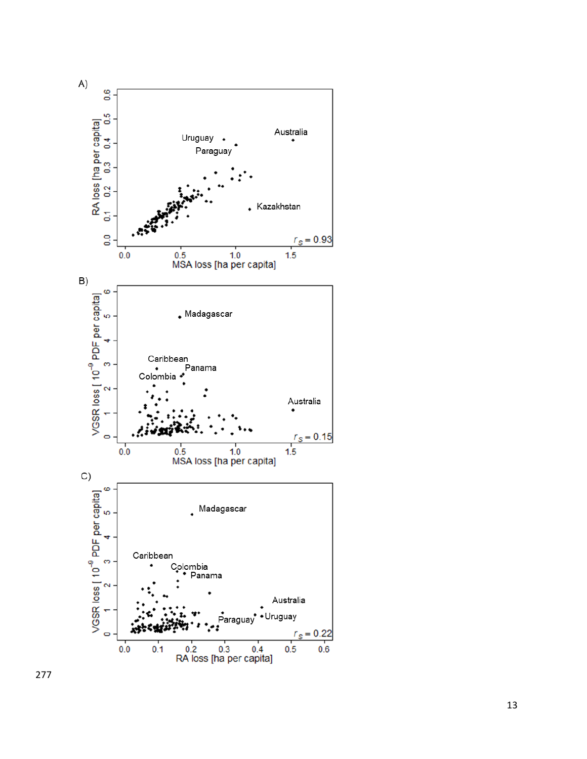A)

RA loss [ha per capita] vs. MSA loss [ha per capita]

Labels: Uruguay, Paraguay, Australia, Kazakhstan

$r_s = 0.93$

B)

VGSR loss [$10^{-9}$ PDF per capita] vs. MSA loss [ha per capita]

Labels: Madagascar, Caribbean, Panama, Colombia, Australia

$r_s = 0.15$

C)

VGSR loss [$10^{-9}$ PDF per capita] vs. RA loss [ha per capita]

Labels: Madagascar, Caribbean, Colombia, Panama, Australia, Paraguay, Uruguay

$r_s = 0.22$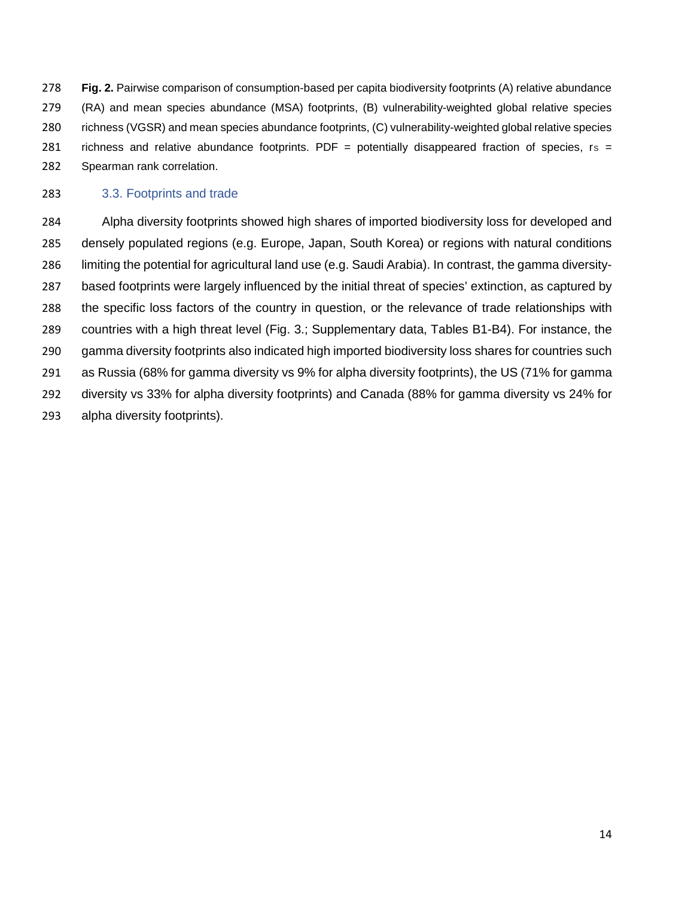**Fig. 2.** Pairwise comparison of consumption-based per capita biodiversity footprints (A) relative abundance (RA) and mean species abundance (MSA) footprints, (B) vulnerability-weighted global relative species richness (VGSR) and mean species abundance footprints, (C) vulnerability-weighted global relative species richness and relative abundance footprints. PDF = potentially disappeared fraction of species, $r_S$ = Spearman rank correlation.

### 3.3. Footprints and trade

Alpha diversity footprints showed high shares of imported biodiversity loss for developed and densely populated regions (e.g. Europe, Japan, South Korea) or regions with natural conditions limiting the potential for agricultural land use (e.g. Saudi Arabia). In contrast, the gamma diversity-based footprints were largely influenced by the initial threat of species' extinction, as captured by the specific loss factors of the country in question, or the relevance of trade relationships with countries with a high threat level (Fig. 3.; Supplementary data, Tables B1-B4). For instance, the gamma diversity footprints also indicated high imported biodiversity loss shares for countries such as Russia (68% for gamma diversity vs 9% for alpha diversity footprints), the US (71% for gamma diversity vs 33% for alpha diversity footprints) and Canada (88% for gamma diversity vs 24% for alpha diversity footprints).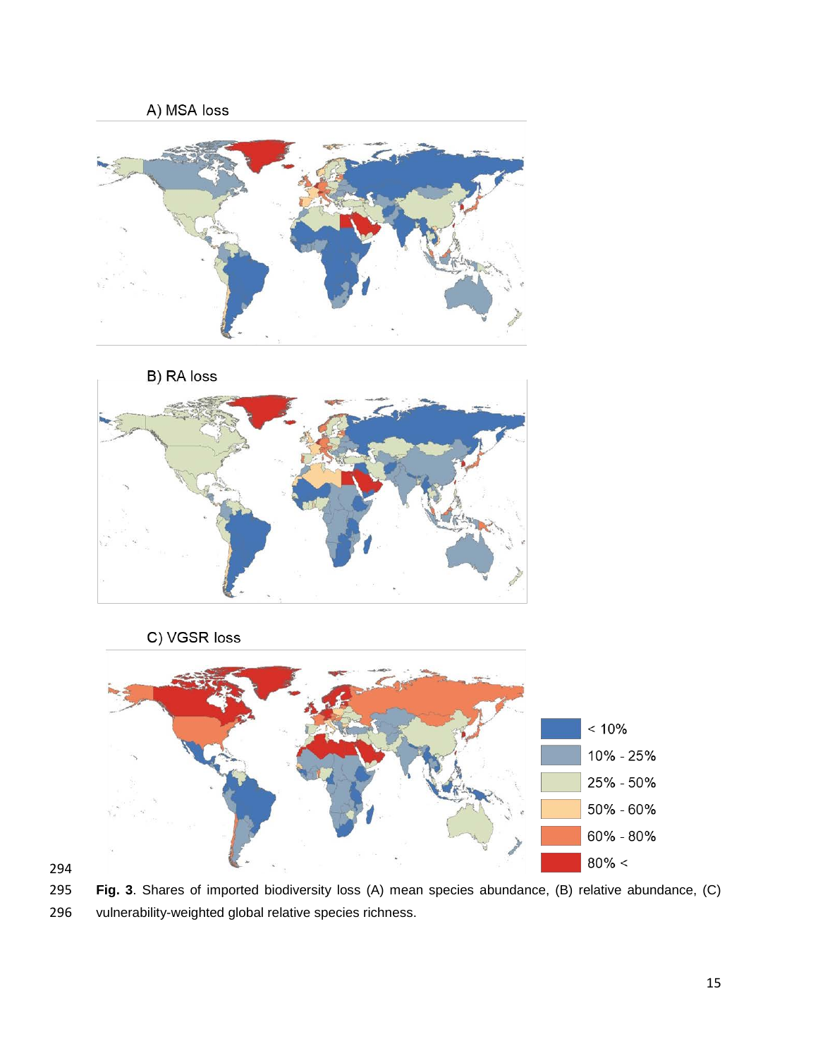A) MSA loss

B) RA loss

C) VGSR loss

< 10%
10% - 25%
25% - 50%
50% - 60%
60% - 80%
80% <

**Fig. 3**. Shares of imported biodiversity loss (A) mean species abundance, (B) relative abundance, (C) vulnerability-weighted global relative species richness.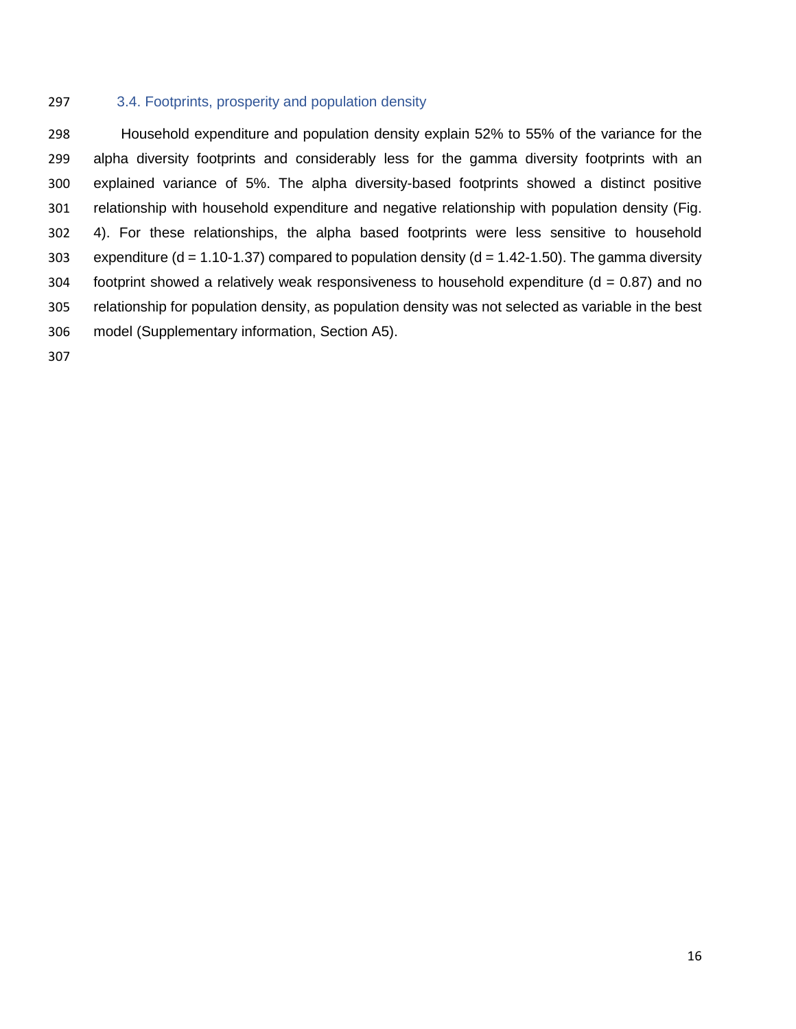### 3.4. Footprints, prosperity and population density

Household expenditure and population density explain 52% to 55% of the variance for the alpha diversity footprints and considerably less for the gamma diversity footprints with an explained variance of 5%. The alpha diversity-based footprints showed a distinct positive relationship with household expenditure and negative relationship with population density (Fig. 4). For these relationships, the alpha based footprints were less sensitive to household expenditure ($d = 1.10$-$1.37$) compared to population density ($d = 1.42$-$1.50$). The gamma diversity footprint showed a relatively weak responsiveness to household expenditure ($d = 0.87$) and no relationship for population density, as population density was not selected as variable in the best model (Supplementary information, Section A5).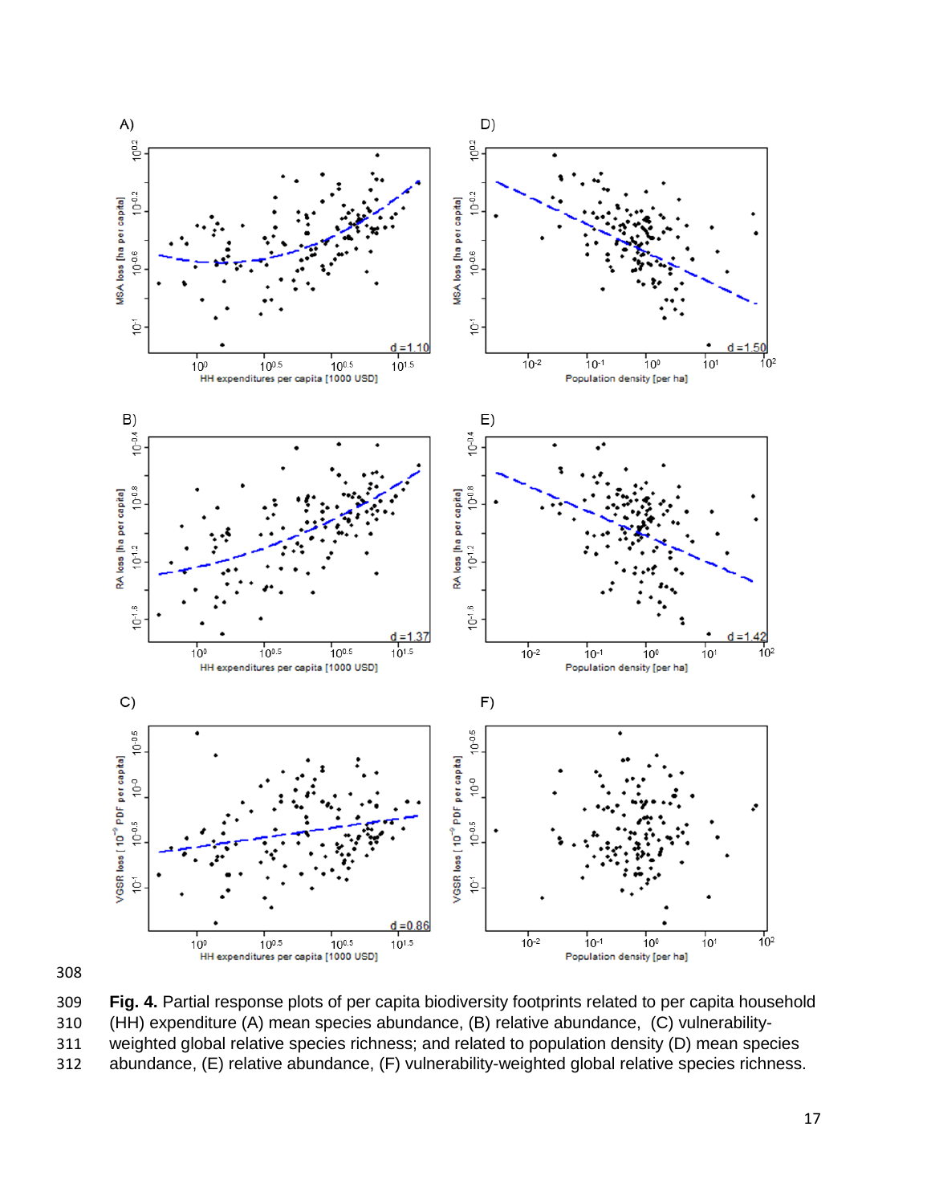**Fig. 4.** Partial response plots of per capita biodiversity footprints related to per capita household (HH) expenditure (A) mean species abundance, (B) relative abundance, (C) vulnerability-weighted global relative species richness; and related to population density (D) mean species abundance, (E) relative abundance, (F) vulnerability-weighted global relative species richness.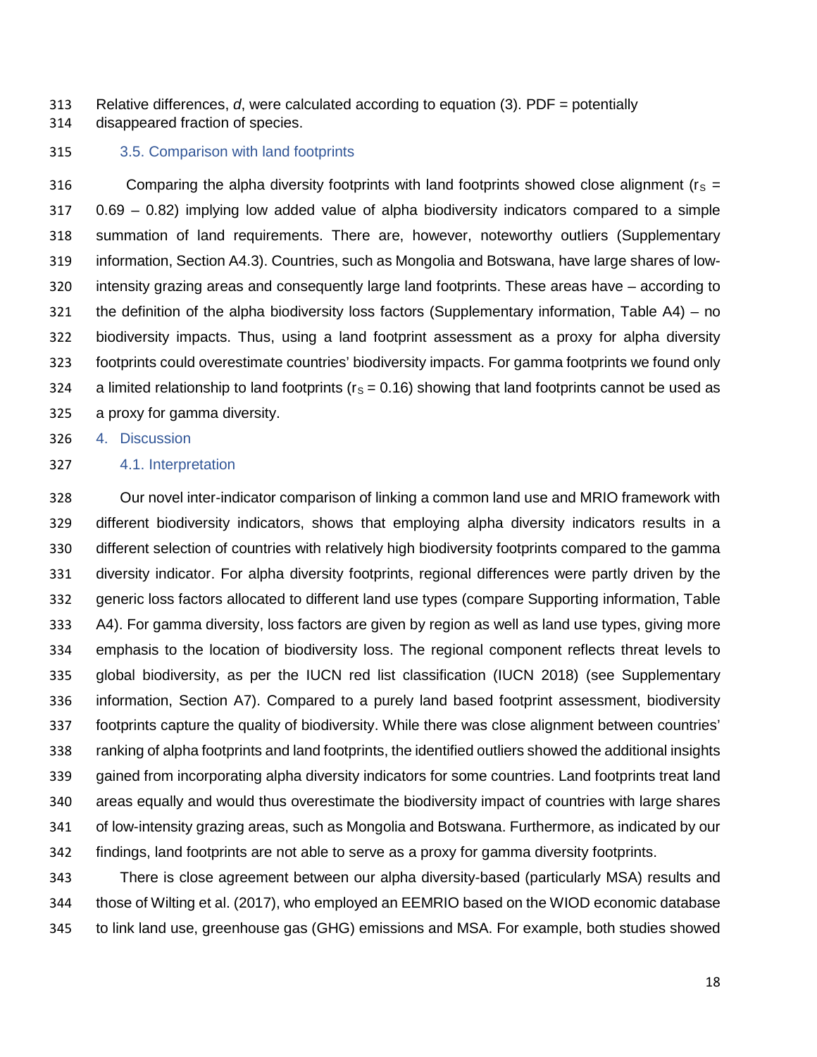Relative differences, *d*, were calculated according to equation (3). PDF = potentially disappeared fraction of species.

### 3.5. Comparison with land footprints

Comparing the alpha diversity footprints with land footprints showed close alignment ($r_S$ = 0.69 – 0.82) implying low added value of alpha biodiversity indicators compared to a simple summation of land requirements. There are, however, noteworthy outliers (Supplementary information, Section A4.3). Countries, such as Mongolia and Botswana, have large shares of low-intensity grazing areas and consequently large land footprints. These areas have – according to the definition of the alpha biodiversity loss factors (Supplementary information, Table A4) – no biodiversity impacts. Thus, using a land footprint assessment as a proxy for alpha diversity footprints could overestimate countries' biodiversity impacts. For gamma footprints we found only a limited relationship to land footprints ($r_S$ = 0.16) showing that land footprints cannot be used as a proxy for gamma diversity.

## 4. Discussion

### 4.1. Interpretation

Our novel inter-indicator comparison of linking a common land use and MRIO framework with different biodiversity indicators, shows that employing alpha diversity indicators results in a different selection of countries with relatively high biodiversity footprints compared to the gamma diversity indicator. For alpha diversity footprints, regional differences were partly driven by the generic loss factors allocated to different land use types (compare Supporting information, Table A4). For gamma diversity, loss factors are given by region as well as land use types, giving more emphasis to the location of biodiversity loss. The regional component reflects threat levels to global biodiversity, as per the IUCN red list classification (IUCN 2018) (see Supplementary information, Section A7). Compared to a purely land based footprint assessment, biodiversity footprints capture the quality of biodiversity. While there was close alignment between countries' ranking of alpha footprints and land footprints, the identified outliers showed the additional insights gained from incorporating alpha diversity indicators for some countries. Land footprints treat land areas equally and would thus overestimate the biodiversity impact of countries with large shares of low-intensity grazing areas, such as Mongolia and Botswana. Furthermore, as indicated by our findings, land footprints are not able to serve as a proxy for gamma diversity footprints.

There is close agreement between our alpha diversity-based (particularly MSA) results and those of Wilting et al. (2017), who employed an EEMRIO based on the WIOD economic database to link land use, greenhouse gas (GHG) emissions and MSA. For example, both studies showed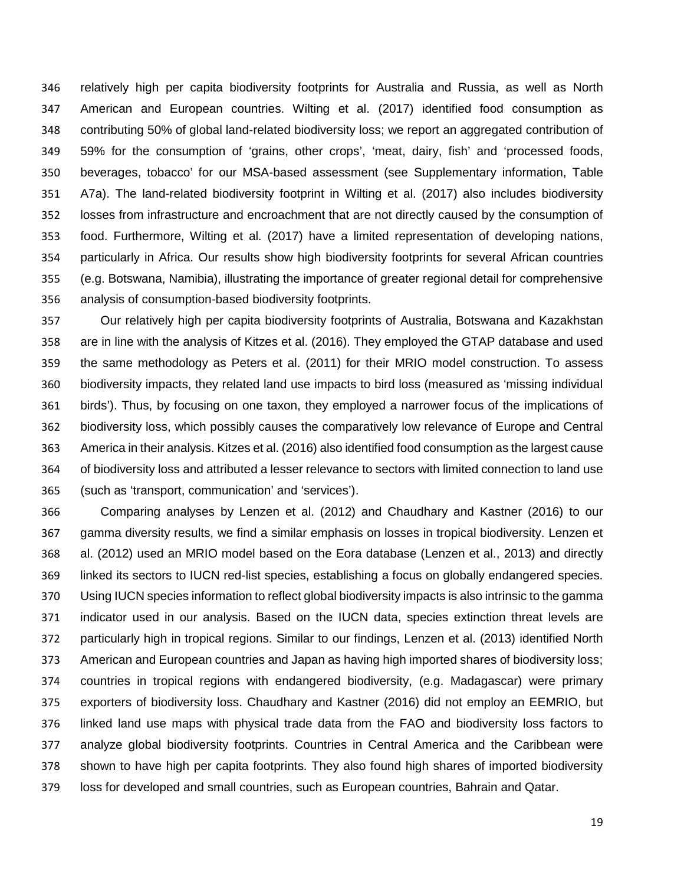relatively high per capita biodiversity footprints for Australia and Russia, as well as North American and European countries. Wilting et al. (2017) identified food consumption as contributing 50% of global land-related biodiversity loss; we report an aggregated contribution of 59% for the consumption of 'grains, other crops', 'meat, dairy, fish' and 'processed foods, beverages, tobacco' for our MSA-based assessment (see Supplementary information, Table A7a). The land-related biodiversity footprint in Wilting et al. (2017) also includes biodiversity losses from infrastructure and encroachment that are not directly caused by the consumption of food. Furthermore, Wilting et al. (2017) have a limited representation of developing nations, particularly in Africa. Our results show high biodiversity footprints for several African countries (e.g. Botswana, Namibia), illustrating the importance of greater regional detail for comprehensive analysis of consumption-based biodiversity footprints.

Our relatively high per capita biodiversity footprints of Australia, Botswana and Kazakhstan are in line with the analysis of Kitzes et al. (2016). They employed the GTAP database and used the same methodology as Peters et al. (2011) for their MRIO model construction. To assess biodiversity impacts, they related land use impacts to bird loss (measured as 'missing individual birds'). Thus, by focusing on one taxon, they employed a narrower focus of the implications of biodiversity loss, which possibly causes the comparatively low relevance of Europe and Central America in their analysis. Kitzes et al. (2016) also identified food consumption as the largest cause of biodiversity loss and attributed a lesser relevance to sectors with limited connection to land use (such as 'transport, communication' and 'services').

Comparing analyses by Lenzen et al. (2012) and Chaudhary and Kastner (2016) to our gamma diversity results, we find a similar emphasis on losses in tropical biodiversity. Lenzen et al. (2012) used an MRIO model based on the Eora database (Lenzen et al., 2013) and directly linked its sectors to IUCN red-list species, establishing a focus on globally endangered species. Using IUCN species information to reflect global biodiversity impacts is also intrinsic to the gamma indicator used in our analysis. Based on the IUCN data, species extinction threat levels are particularly high in tropical regions. Similar to our findings, Lenzen et al. (2013) identified North American and European countries and Japan as having high imported shares of biodiversity loss; countries in tropical regions with endangered biodiversity, (e.g. Madagascar) were primary exporters of biodiversity loss. Chaudhary and Kastner (2016) did not employ an EEMRIO, but linked land use maps with physical trade data from the FAO and biodiversity loss factors to analyze global biodiversity footprints. Countries in Central America and the Caribbean were shown to have high per capita footprints. They also found high shares of imported biodiversity loss for developed and small countries, such as European countries, Bahrain and Qatar.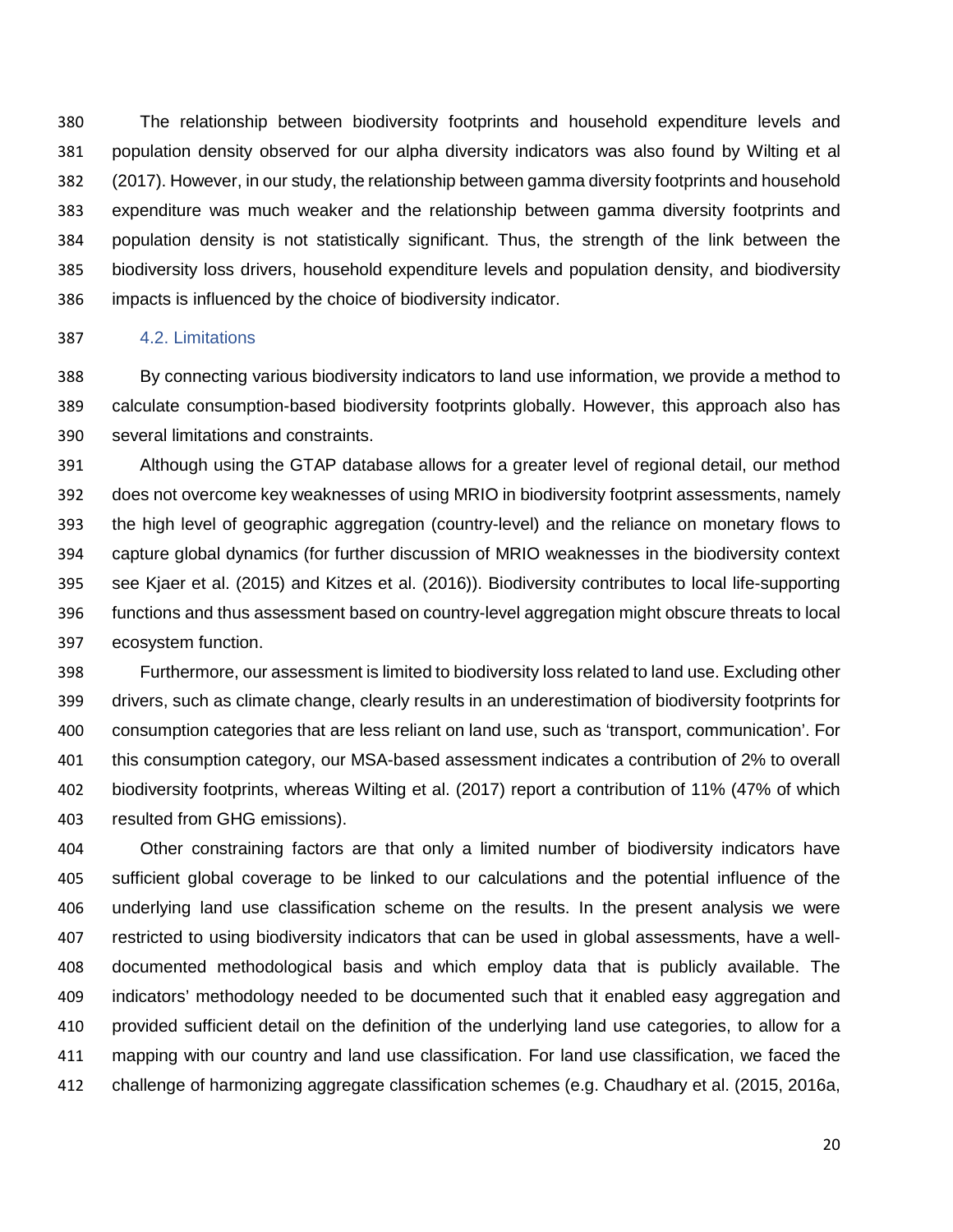The relationship between biodiversity footprints and household expenditure levels and population density observed for our alpha diversity indicators was also found by Wilting et al (2017). However, in our study, the relationship between gamma diversity footprints and household expenditure was much weaker and the relationship between gamma diversity footprints and population density is not statistically significant. Thus, the strength of the link between the biodiversity loss drivers, household expenditure levels and population density, and biodiversity impacts is influenced by the choice of biodiversity indicator.

### 4.2. Limitations

By connecting various biodiversity indicators to land use information, we provide a method to calculate consumption-based biodiversity footprints globally. However, this approach also has several limitations and constraints.

Although using the GTAP database allows for a greater level of regional detail, our method does not overcome key weaknesses of using MRIO in biodiversity footprint assessments, namely the high level of geographic aggregation (country-level) and the reliance on monetary flows to capture global dynamics (for further discussion of MRIO weaknesses in the biodiversity context see Kjaer et al. (2015) and Kitzes et al. (2016)). Biodiversity contributes to local life-supporting functions and thus assessment based on country-level aggregation might obscure threats to local ecosystem function.

Furthermore, our assessment is limited to biodiversity loss related to land use. Excluding other drivers, such as climate change, clearly results in an underestimation of biodiversity footprints for consumption categories that are less reliant on land use, such as 'transport, communication'. For this consumption category, our MSA-based assessment indicates a contribution of 2% to overall biodiversity footprints, whereas Wilting et al. (2017) report a contribution of 11% (47% of which resulted from GHG emissions).

Other constraining factors are that only a limited number of biodiversity indicators have sufficient global coverage to be linked to our calculations and the potential influence of the underlying land use classification scheme on the results. In the present analysis we were restricted to using biodiversity indicators that can be used in global assessments, have a well-documented methodological basis and which employ data that is publicly available. The indicators' methodology needed to be documented such that it enabled easy aggregation and provided sufficient detail on the definition of the underlying land use categories, to allow for a mapping with our country and land use classification. For land use classification, we faced the challenge of harmonizing aggregate classification schemes (e.g. Chaudhary et al. (2015, 2016a,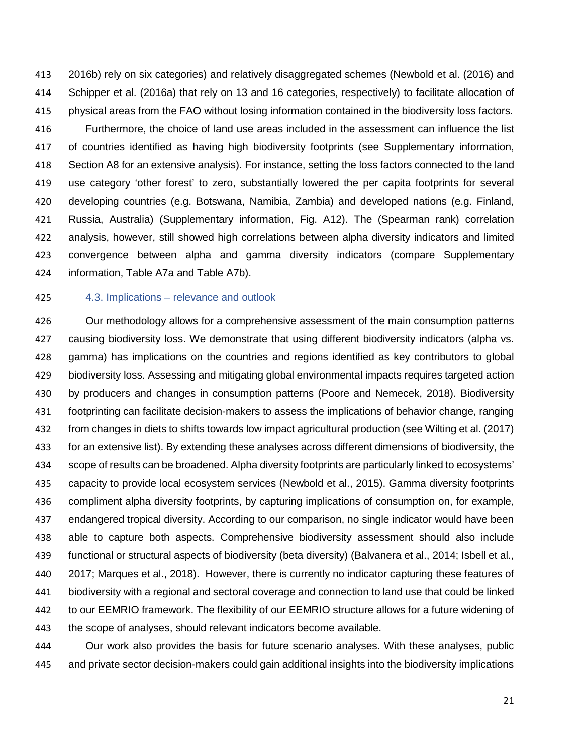2016b) rely on six categories) and relatively disaggregated schemes (Newbold et al. (2016) and Schipper et al. (2016a) that rely on 13 and 16 categories, respectively) to facilitate allocation of physical areas from the FAO without losing information contained in the biodiversity loss factors.

Furthermore, the choice of land use areas included in the assessment can influence the list of countries identified as having high biodiversity footprints (see Supplementary information, Section A8 for an extensive analysis). For instance, setting the loss factors connected to the land use category 'other forest' to zero, substantially lowered the per capita footprints for several developing countries (e.g. Botswana, Namibia, Zambia) and developed nations (e.g. Finland, Russia, Australia) (Supplementary information, Fig. A12). The (Spearman rank) correlation analysis, however, still showed high correlations between alpha diversity indicators and limited convergence between alpha and gamma diversity indicators (compare Supplementary information, Table A7a and Table A7b).

### 4.3. Implications – relevance and outlook

Our methodology allows for a comprehensive assessment of the main consumption patterns causing biodiversity loss. We demonstrate that using different biodiversity indicators (alpha vs. gamma) has implications on the countries and regions identified as key contributors to global biodiversity loss. Assessing and mitigating global environmental impacts requires targeted action by producers and changes in consumption patterns (Poore and Nemecek, 2018). Biodiversity footprinting can facilitate decision-makers to assess the implications of behavior change, ranging from changes in diets to shifts towards low impact agricultural production (see Wilting et al. (2017) for an extensive list). By extending these analyses across different dimensions of biodiversity, the scope of results can be broadened. Alpha diversity footprints are particularly linked to ecosystems' capacity to provide local ecosystem services (Newbold et al., 2015). Gamma diversity footprints compliment alpha diversity footprints, by capturing implications of consumption on, for example, endangered tropical diversity. According to our comparison, no single indicator would have been able to capture both aspects. Comprehensive biodiversity assessment should also include functional or structural aspects of biodiversity (beta diversity) (Balvanera et al., 2014; Isbell et al., 2017; Marques et al., 2018). However, there is currently no indicator capturing these features of biodiversity with a regional and sectoral coverage and connection to land use that could be linked to our EEMRIO framework. The flexibility of our EEMRIO structure allows for a future widening of the scope of analyses, should relevant indicators become available.

Our work also provides the basis for future scenario analyses. With these analyses, public and private sector decision-makers could gain additional insights into the biodiversity implications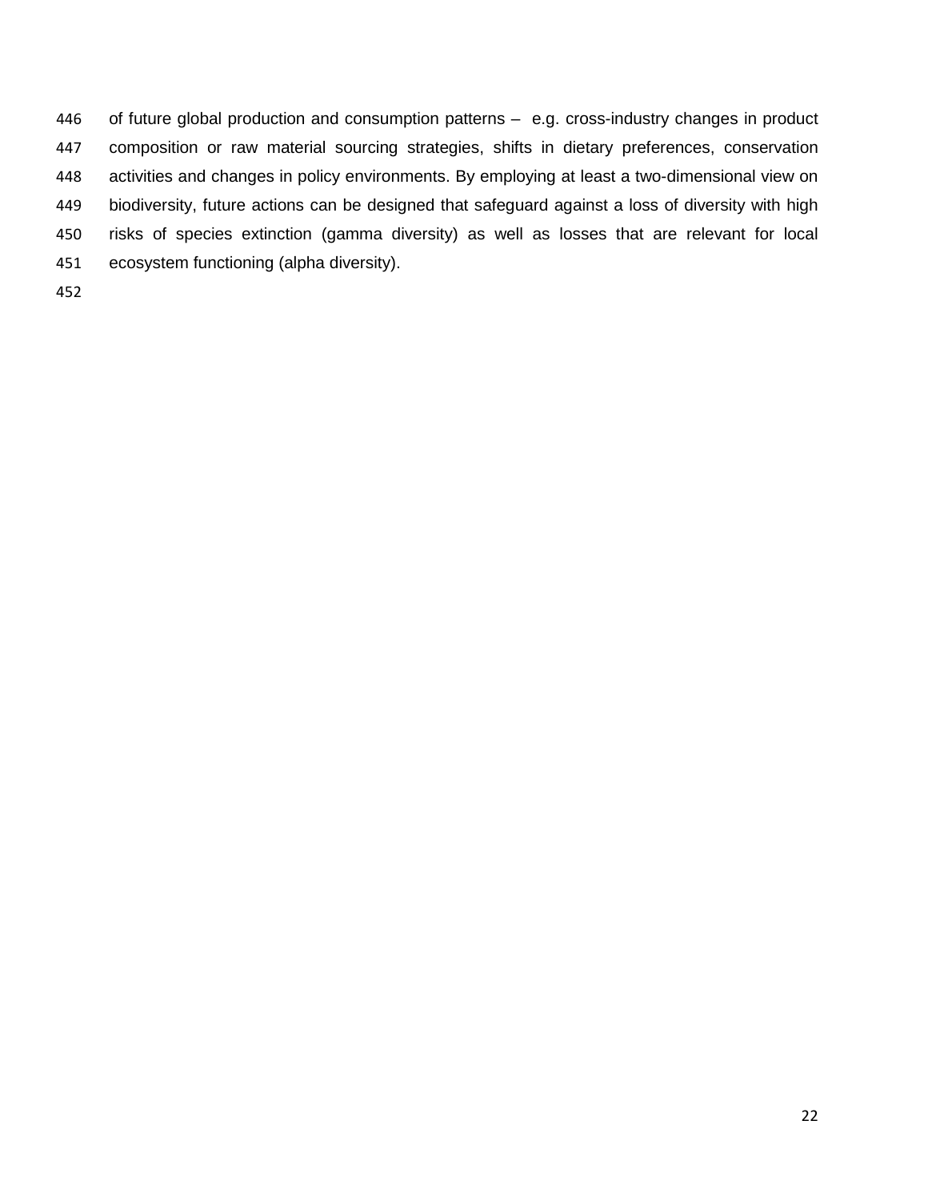of future global production and consumption patterns – e.g. cross-industry changes in product composition or raw material sourcing strategies, shifts in dietary preferences, conservation activities and changes in policy environments. By employing at least a two-dimensional view on biodiversity, future actions can be designed that safeguard against a loss of diversity with high risks of species extinction (gamma diversity) as well as losses that are relevant for local ecosystem functioning (alpha diversity).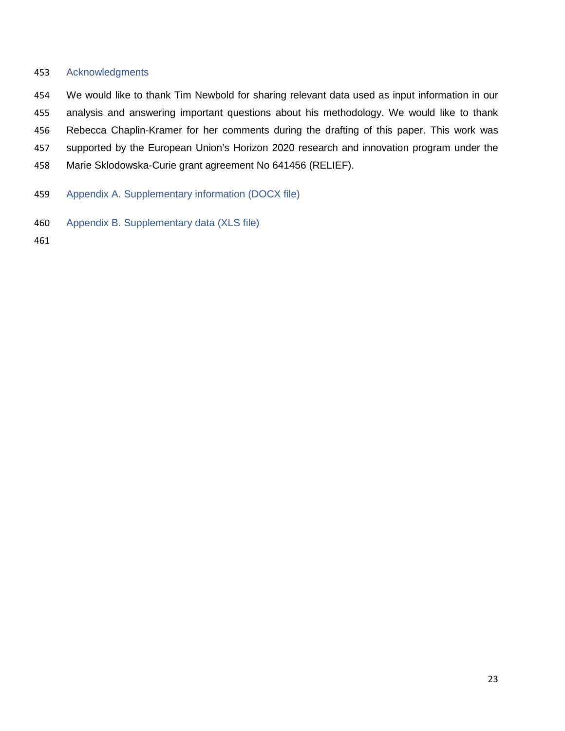## Acknowledgments

We would like to thank Tim Newbold for sharing relevant data used as input information in our analysis and answering important questions about his methodology. We would like to thank Rebecca Chaplin-Kramer for her comments during the drafting of this paper. This work was supported by the European Union's Horizon 2020 research and innovation program under the Marie Sklodowska-Curie grant agreement No 641456 (RELIEF).

## Appendix A. Supplementary information (DOCX file)

## Appendix B. Supplementary data (XLS file)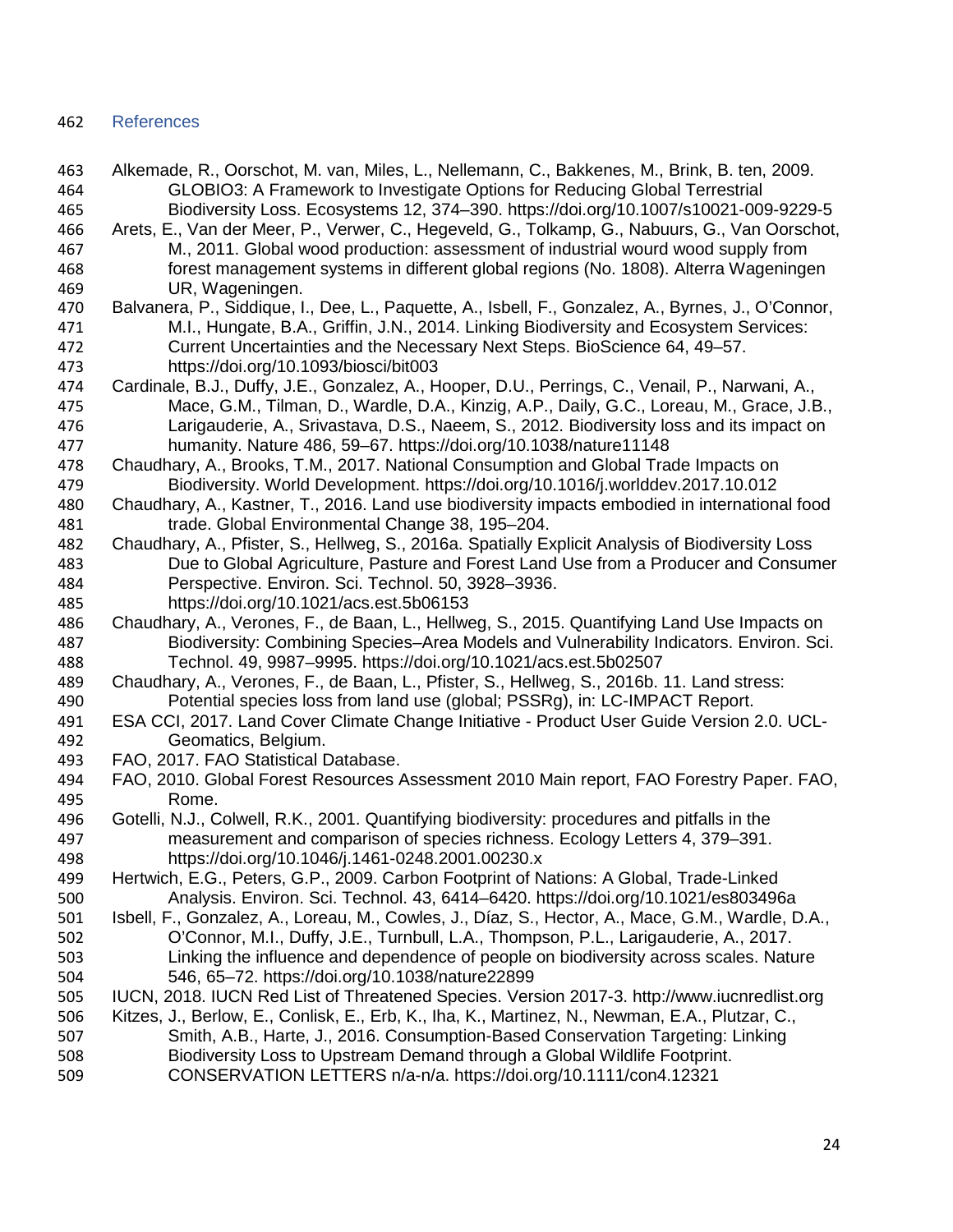## References

Alkemade, R., Oorschot, M. van, Miles, L., Nellemann, C., Bakkenes, M., Brink, B. ten, 2009. GLOBIO3: A Framework to Investigate Options for Reducing Global Terrestrial Biodiversity Loss. Ecosystems 12, 374–390. https://doi.org/10.1007/s10021-009-9229-5

Arets, E., Van der Meer, P., Verwer, C., Hegeveld, G., Tolkamp, G., Nabuurs, G., Van Oorschot, M., 2011. Global wood production: assessment of industrial wourd wood supply from forest management systems in different global regions (No. 1808). Alterra Wageningen UR, Wageningen.

Balvanera, P., Siddique, I., Dee, L., Paquette, A., Isbell, F., Gonzalez, A., Byrnes, J., O'Connor, M.I., Hungate, B.A., Griffin, J.N., 2014. Linking Biodiversity and Ecosystem Services: Current Uncertainties and the Necessary Next Steps. BioScience 64, 49–57. https://doi.org/10.1093/biosci/bit003

Cardinale, B.J., Duffy, J.E., Gonzalez, A., Hooper, D.U., Perrings, C., Venail, P., Narwani, A., Mace, G.M., Tilman, D., Wardle, D.A., Kinzig, A.P., Daily, G.C., Loreau, M., Grace, J.B., Larigauderie, A., Srivastava, D.S., Naeem, S., 2012. Biodiversity loss and its impact on humanity. Nature 486, 59–67. https://doi.org/10.1038/nature11148

Chaudhary, A., Brooks, T.M., 2017. National Consumption and Global Trade Impacts on Biodiversity. World Development. https://doi.org/10.1016/j.worlddev.2017.10.012

Chaudhary, A., Kastner, T., 2016. Land use biodiversity impacts embodied in international food trade. Global Environmental Change 38, 195–204.

Chaudhary, A., Pfister, S., Hellweg, S., 2016a. Spatially Explicit Analysis of Biodiversity Loss Due to Global Agriculture, Pasture and Forest Land Use from a Producer and Consumer Perspective. Environ. Sci. Technol. 50, 3928–3936. https://doi.org/10.1021/acs.est.5b06153

Chaudhary, A., Verones, F., de Baan, L., Hellweg, S., 2015. Quantifying Land Use Impacts on Biodiversity: Combining Species–Area Models and Vulnerability Indicators. Environ. Sci. Technol. 49, 9987–9995. https://doi.org/10.1021/acs.est.5b02507

Chaudhary, A., Verones, F., de Baan, L., Pfister, S., Hellweg, S., 2016b. 11. Land stress: Potential species loss from land use (global; PSSRg), in: LC-IMPACT Report.

ESA CCI, 2017. Land Cover Climate Change Initiative - Product User Guide Version 2.0. UCL-Geomatics, Belgium.

FAO, 2017. FAO Statistical Database.

FAO, 2010. Global Forest Resources Assessment 2010 Main report, FAO Forestry Paper. FAO, Rome.

Gotelli, N.J., Colwell, R.K., 2001. Quantifying biodiversity: procedures and pitfalls in the measurement and comparison of species richness. Ecology Letters 4, 379–391. https://doi.org/10.1046/j.1461-0248.2001.00230.x

Hertwich, E.G., Peters, G.P., 2009. Carbon Footprint of Nations: A Global, Trade-Linked Analysis. Environ. Sci. Technol. 43, 6414–6420. https://doi.org/10.1021/es803496a

Isbell, F., Gonzalez, A., Loreau, M., Cowles, J., Díaz, S., Hector, A., Mace, G.M., Wardle, D.A., O'Connor, M.I., Duffy, J.E., Turnbull, L.A., Thompson, P.L., Larigauderie, A., 2017. Linking the influence and dependence of people on biodiversity across scales. Nature 546, 65–72. https://doi.org/10.1038/nature22899

IUCN, 2018. IUCN Red List of Threatened Species. Version 2017-3. http://www.iucnredlist.org

Kitzes, J., Berlow, E., Conlisk, E., Erb, K., Iha, K., Martinez, N., Newman, E.A., Plutzar, C., Smith, A.B., Harte, J., 2016. Consumption-Based Conservation Targeting: Linking Biodiversity Loss to Upstream Demand through a Global Wildlife Footprint. CONSERVATION LETTERS n/a-n/a. https://doi.org/10.1111/con4.12321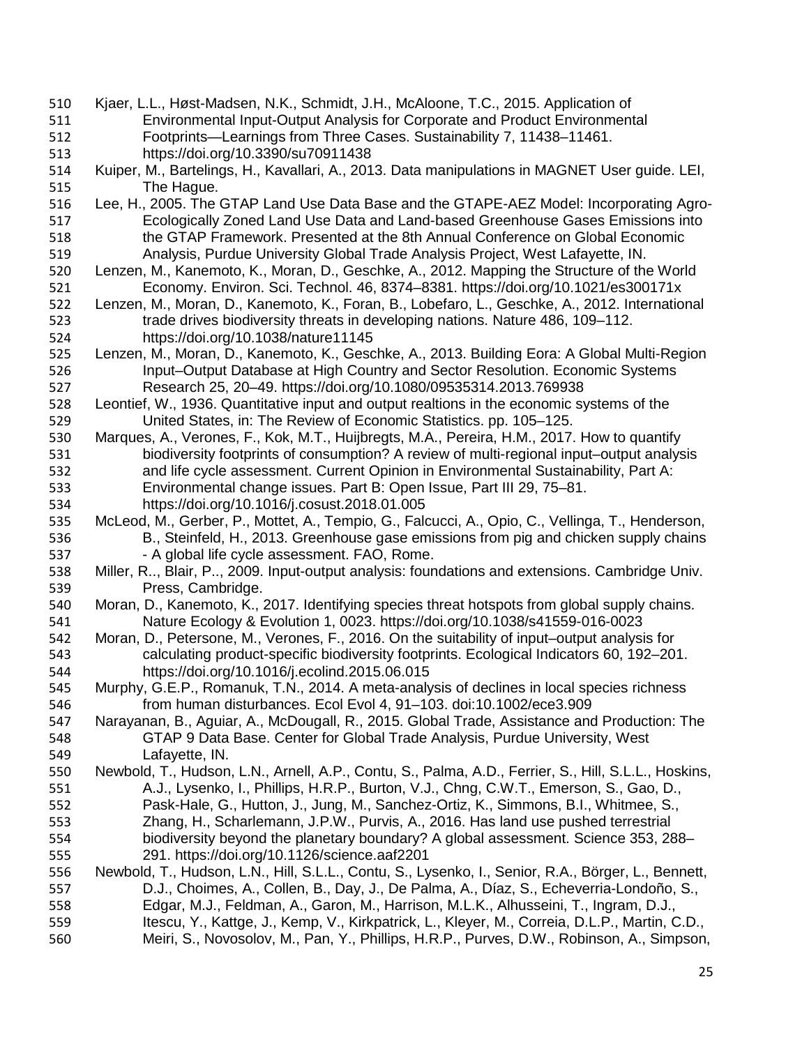Kjaer, L.L., Høst-Madsen, N.K., Schmidt, J.H., McAloone, T.C., 2015. Application of Environmental Input-Output Analysis for Corporate and Product Environmental Footprints—Learnings from Three Cases. Sustainability 7, 11438–11461. https://doi.org/10.3390/su70911438

Kuiper, M., Bartelings, H., Kavallari, A., 2013. Data manipulations in MAGNET User guide. LEI, The Hague.

Lee, H., 2005. The GTAP Land Use Data Base and the GTAPE-AEZ Model: Incorporating Agro-Ecologically Zoned Land Use Data and Land-based Greenhouse Gases Emissions into the GTAP Framework. Presented at the 8th Annual Conference on Global Economic Analysis, Purdue University Global Trade Analysis Project, West Lafayette, IN.

Lenzen, M., Kanemoto, K., Moran, D., Geschke, A., 2012. Mapping the Structure of the World Economy. Environ. Sci. Technol. 46, 8374–8381. https://doi.org/10.1021/es300171x

Lenzen, M., Moran, D., Kanemoto, K., Foran, B., Lobefaro, L., Geschke, A., 2012. International trade drives biodiversity threats in developing nations. Nature 486, 109–112. https://doi.org/10.1038/nature11145

Lenzen, M., Moran, D., Kanemoto, K., Geschke, A., 2013. Building Eora: A Global Multi-Region Input–Output Database at High Country and Sector Resolution. Economic Systems Research 25, 20–49. https://doi.org/10.1080/09535314.2013.769938

Leontief, W., 1936. Quantitative input and output realtions in the economic systems of the United States, in: The Review of Economic Statistics. pp. 105–125.

Marques, A., Verones, F., Kok, M.T., Huijbregts, M.A., Pereira, H.M., 2017. How to quantify biodiversity footprints of consumption? A review of multi-regional input–output analysis and life cycle assessment. Current Opinion in Environmental Sustainability, Part A: Environmental change issues. Part B: Open Issue, Part III 29, 75–81. https://doi.org/10.1016/j.cosust.2018.01.005

McLeod, M., Gerber, P., Mottet, A., Tempio, G., Falcucci, A., Opio, C., Vellinga, T., Henderson, B., Steinfeld, H., 2013. Greenhouse gase emissions from pig and chicken supply chains - A global life cycle assessment. FAO, Rome.

Miller, R.., Blair, P.., 2009. Input-output analysis: foundations and extensions. Cambridge Univ. Press, Cambridge.

Moran, D., Kanemoto, K., 2017. Identifying species threat hotspots from global supply chains. Nature Ecology & Evolution 1, 0023. https://doi.org/10.1038/s41559-016-0023

Moran, D., Petersone, M., Verones, F., 2016. On the suitability of input–output analysis for calculating product-specific biodiversity footprints. Ecological Indicators 60, 192–201. https://doi.org/10.1016/j.ecolind.2015.06.015

Murphy, G.E.P., Romanuk, T.N., 2014. A meta-analysis of declines in local species richness from human disturbances. Ecol Evol 4, 91–103. doi:10.1002/ece3.909

Narayanan, B., Aguiar, A., McDougall, R., 2015. Global Trade, Assistance and Production: The GTAP 9 Data Base. Center for Global Trade Analysis, Purdue University, West Lafayette, IN.

Newbold, T., Hudson, L.N., Arnell, A.P., Contu, S., Palma, A.D., Ferrier, S., Hill, S.L.L., Hoskins, A.J., Lysenko, I., Phillips, H.R.P., Burton, V.J., Chng, C.W.T., Emerson, S., Gao, D., Pask-Hale, G., Hutton, J., Jung, M., Sanchez-Ortiz, K., Simmons, B.I., Whitmee, S., Zhang, H., Scharlemann, J.P.W., Purvis, A., 2016. Has land use pushed terrestrial biodiversity beyond the planetary boundary? A global assessment. Science 353, 288–291. https://doi.org/10.1126/science.aaf2201

Newbold, T., Hudson, L.N., Hill, S.L.L., Contu, S., Lysenko, I., Senior, R.A., Börger, L., Bennett, D.J., Choimes, A., Collen, B., Day, J., De Palma, A., Díaz, S., Echeverria-Londoño, S., Edgar, M.J., Feldman, A., Garon, M., Harrison, M.L.K., Alhusseini, T., Ingram, D.J., Itescu, Y., Kattge, J., Kemp, V., Kirkpatrick, L., Kleyer, M., Correia, D.L.P., Martin, C.D., Meiri, S., Novosolov, M., Pan, Y., Phillips, H.R.P., Purves, D.W., Robinson, A., Simpson,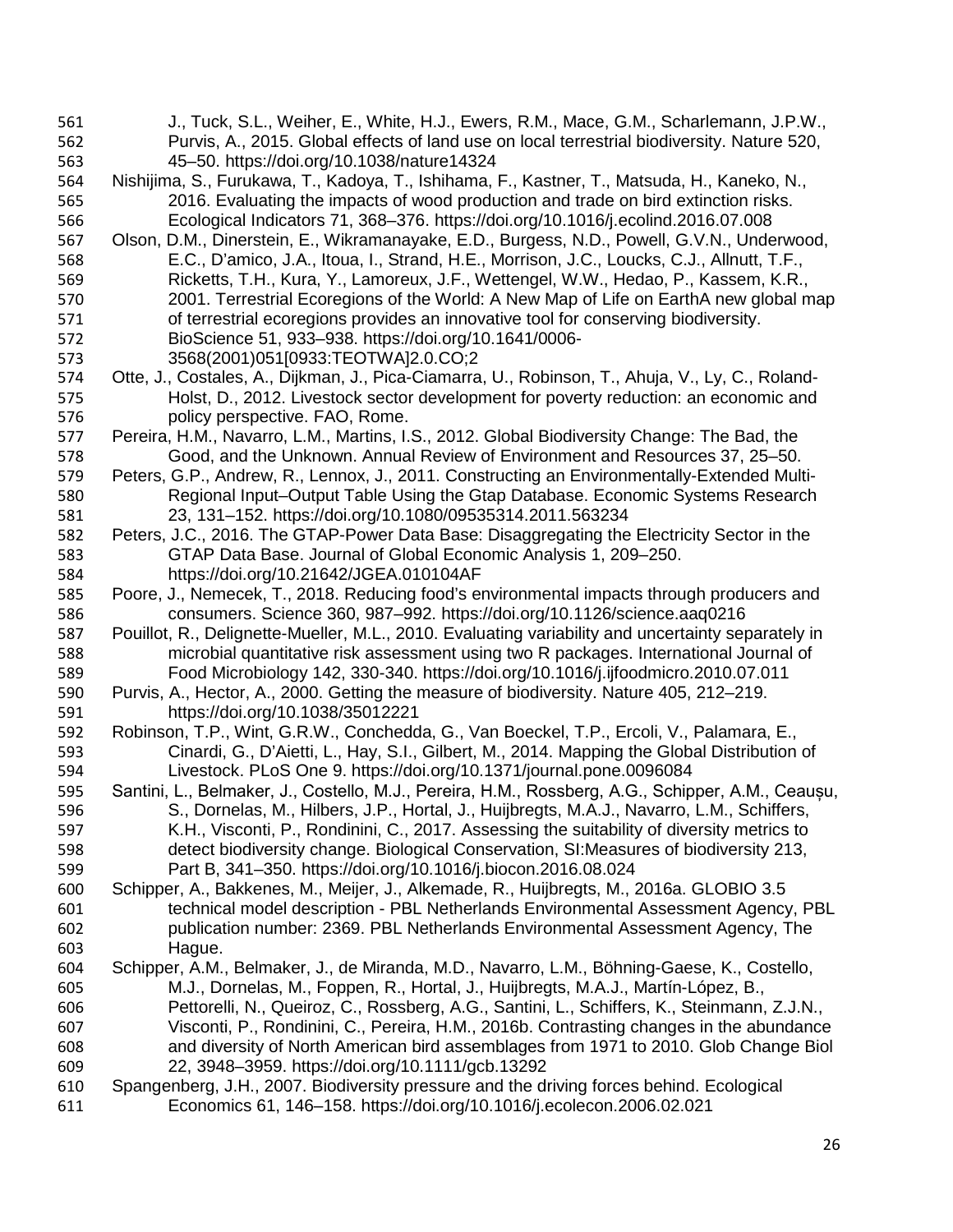J., Tuck, S.L., Weiher, E., White, H.J., Ewers, R.M., Mace, G.M., Scharlemann, J.P.W., Purvis, A., 2015. Global effects of land use on local terrestrial biodiversity. Nature 520, 45–50. https://doi.org/10.1038/nature14324

Nishijima, S., Furukawa, T., Kadoya, T., Ishihama, F., Kastner, T., Matsuda, H., Kaneko, N., 2016. Evaluating the impacts of wood production and trade on bird extinction risks. Ecological Indicators 71, 368–376. https://doi.org/10.1016/j.ecolind.2016.07.008

Olson, D.M., Dinerstein, E., Wikramanayake, E.D., Burgess, N.D., Powell, G.V.N., Underwood, E.C., D'amico, J.A., Itoua, I., Strand, H.E., Morrison, J.C., Loucks, C.J., Allnutt, T.F., Ricketts, T.H., Kura, Y., Lamoreux, J.F., Wettengel, W.W., Hedao, P., Kassem, K.R., 2001. Terrestrial Ecoregions of the World: A New Map of Life on EarthA new global map of terrestrial ecoregions provides an innovative tool for conserving biodiversity. BioScience 51, 933–938. https://doi.org/10.1641/0006-3568(2001)051[0933:TEOTWA]2.0.CO;2

Otte, J., Costales, A., Dijkman, J., Pica-Ciamarra, U., Robinson, T., Ahuja, V., Ly, C., Roland-Holst, D., 2012. Livestock sector development for poverty reduction: an economic and policy perspective. FAO, Rome.

Pereira, H.M., Navarro, L.M., Martins, I.S., 2012. Global Biodiversity Change: The Bad, the Good, and the Unknown. Annual Review of Environment and Resources 37, 25–50.

Peters, G.P., Andrew, R., Lennox, J., 2011. Constructing an Environmentally-Extended Multi-Regional Input–Output Table Using the Gtap Database. Economic Systems Research 23, 131–152. https://doi.org/10.1080/09535314.2011.563234

Peters, J.C., 2016. The GTAP-Power Data Base: Disaggregating the Electricity Sector in the GTAP Data Base. Journal of Global Economic Analysis 1, 209–250. https://doi.org/10.21642/JGEA.010104AF

Poore, J., Nemecek, T., 2018. Reducing food's environmental impacts through producers and consumers. Science 360, 987–992. https://doi.org/10.1126/science.aaq0216

Pouillot, R., Delignette-Mueller, M.L., 2010. Evaluating variability and uncertainty separately in microbial quantitative risk assessment using two R packages. International Journal of Food Microbiology 142, 330-340. https://doi.org/10.1016/j.ijfoodmicro.2010.07.011

Purvis, A., Hector, A., 2000. Getting the measure of biodiversity. Nature 405, 212–219. https://doi.org/10.1038/35012221

Robinson, T.P., Wint, G.R.W., Conchedda, G., Van Boeckel, T.P., Ercoli, V., Palamara, E., Cinardi, G., D'Aietti, L., Hay, S.I., Gilbert, M., 2014. Mapping the Global Distribution of Livestock. PLoS One 9. https://doi.org/10.1371/journal.pone.0096084

Santini, L., Belmaker, J., Costello, M.J., Pereira, H.M., Rossberg, A.G., Schipper, A.M., Ceaușu, S., Dornelas, M., Hilbers, J.P., Hortal, J., Huijbregts, M.A.J., Navarro, L.M., Schiffers, K.H., Visconti, P., Rondinini, C., 2017. Assessing the suitability of diversity metrics to detect biodiversity change. Biological Conservation, SI:Measures of biodiversity 213, Part B, 341–350. https://doi.org/10.1016/j.biocon.2016.08.024

Schipper, A., Bakkenes, M., Meijer, J., Alkemade, R., Huijbregts, M., 2016a. GLOBIO 3.5 technical model description - PBL Netherlands Environmental Assessment Agency, PBL publication number: 2369. PBL Netherlands Environmental Assessment Agency, The Hague.

Schipper, A.M., Belmaker, J., de Miranda, M.D., Navarro, L.M., Böhning-Gaese, K., Costello, M.J., Dornelas, M., Foppen, R., Hortal, J., Huijbregts, M.A.J., Martín-López, B., Pettorelli, N., Queiroz, C., Rossberg, A.G., Santini, L., Schiffers, K., Steinmann, Z.J.N., Visconti, P., Rondinini, C., Pereira, H.M., 2016b. Contrasting changes in the abundance and diversity of North American bird assemblages from 1971 to 2010. Glob Change Biol 22, 3948–3959. https://doi.org/10.1111/gcb.13292

Spangenberg, J.H., 2007. Biodiversity pressure and the driving forces behind. Ecological Economics 61, 146–158. https://doi.org/10.1016/j.ecolecon.2006.02.021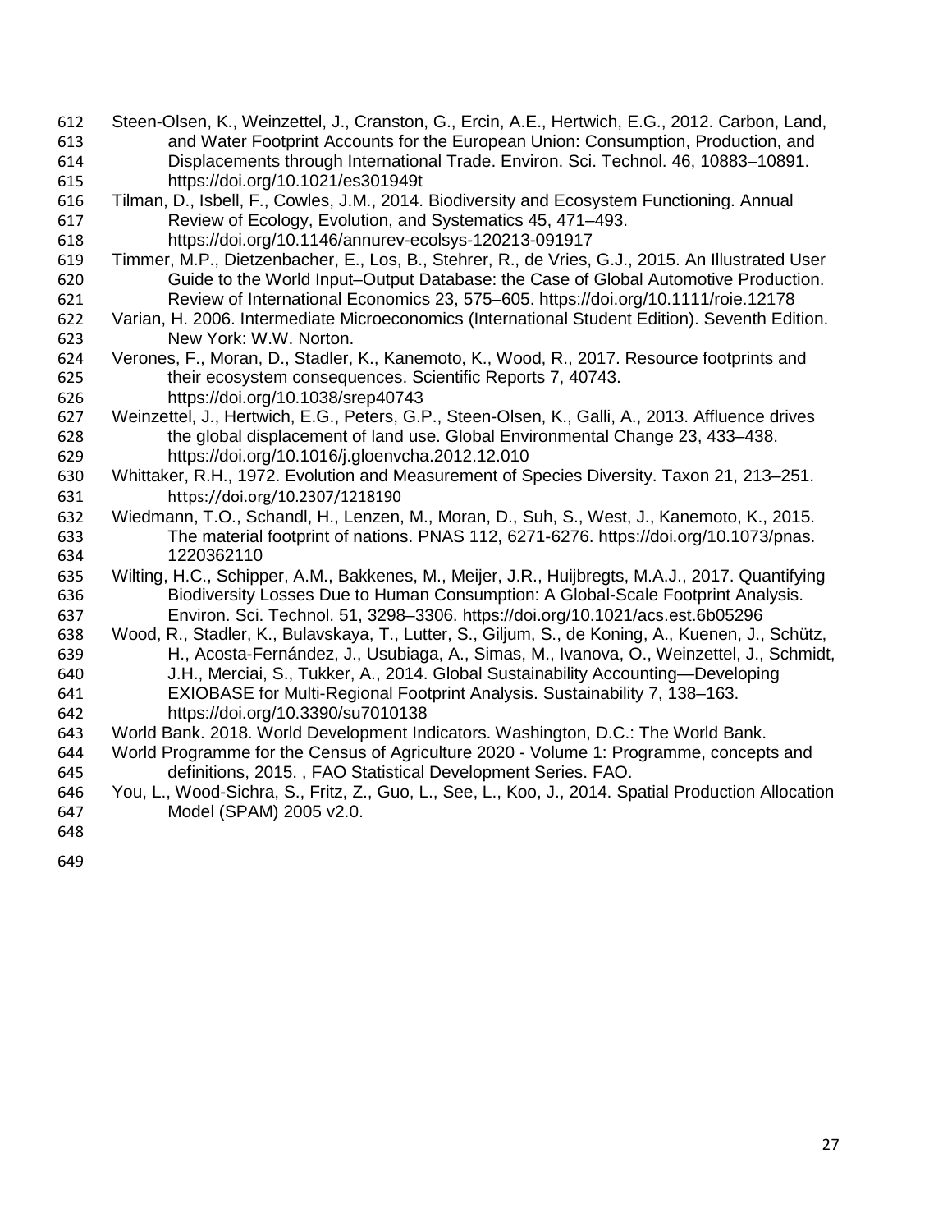Steen-Olsen, K., Weinzettel, J., Cranston, G., Ercin, A.E., Hertwich, E.G., 2012. Carbon, Land, and Water Footprint Accounts for the European Union: Consumption, Production, and Displacements through International Trade. Environ. Sci. Technol. 46, 10883–10891. https://doi.org/10.1021/es301949t

Tilman, D., Isbell, F., Cowles, J.M., 2014. Biodiversity and Ecosystem Functioning. Annual Review of Ecology, Evolution, and Systematics 45, 471–493. https://doi.org/10.1146/annurev-ecolsys-120213-091917

Timmer, M.P., Dietzenbacher, E., Los, B., Stehrer, R., de Vries, G.J., 2015. An Illustrated User Guide to the World Input–Output Database: the Case of Global Automotive Production. Review of International Economics 23, 575–605. https://doi.org/10.1111/roie.12178

Varian, H. 2006. Intermediate Microeconomics (International Student Edition). Seventh Edition. New York: W.W. Norton.

Verones, F., Moran, D., Stadler, K., Kanemoto, K., Wood, R., 2017. Resource footprints and their ecosystem consequences. Scientific Reports 7, 40743. https://doi.org/10.1038/srep40743

Weinzettel, J., Hertwich, E.G., Peters, G.P., Steen-Olsen, K., Galli, A., 2013. Affluence drives the global displacement of land use. Global Environmental Change 23, 433–438. https://doi.org/10.1016/j.gloenvcha.2012.12.010

Whittaker, R.H., 1972. Evolution and Measurement of Species Diversity. Taxon 21, 213–251. https://doi.org/10.2307/1218190

Wiedmann, T.O., Schandl, H., Lenzen, M., Moran, D., Suh, S., West, J., Kanemoto, K., 2015. The material footprint of nations. PNAS 112, 6271-6276. https://doi.org/10.1073/pnas. 1220362110

Wilting, H.C., Schipper, A.M., Bakkenes, M., Meijer, J.R., Huijbregts, M.A.J., 2017. Quantifying Biodiversity Losses Due to Human Consumption: A Global-Scale Footprint Analysis. Environ. Sci. Technol. 51, 3298–3306. https://doi.org/10.1021/acs.est.6b05296

Wood, R., Stadler, K., Bulavskaya, T., Lutter, S., Giljum, S., de Koning, A., Kuenen, J., Schütz, H., Acosta-Fernández, J., Usubiaga, A., Simas, M., Ivanova, O., Weinzettel, J., Schmidt, J.H., Merciai, S., Tukker, A., 2014. Global Sustainability Accounting—Developing EXIOBASE for Multi-Regional Footprint Analysis. Sustainability 7, 138–163. https://doi.org/10.3390/su7010138

World Bank. 2018. World Development Indicators. Washington, D.C.: The World Bank.

World Programme for the Census of Agriculture 2020 - Volume 1: Programme, concepts and definitions, 2015. , FAO Statistical Development Series. FAO.

You, L., Wood-Sichra, S., Fritz, Z., Guo, L., See, L., Koo, J., 2014. Spatial Production Allocation Model (SPAM) 2005 v2.0.